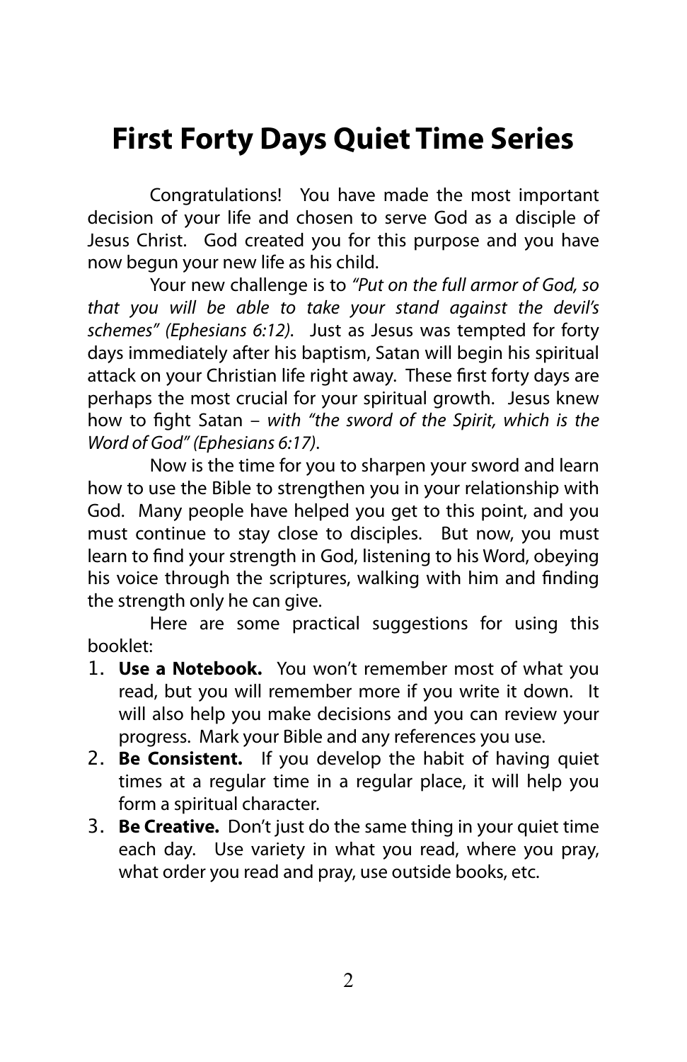# First Forty Days Quiet Time Series

Congratulations! You have made the most important decision of your life and chosen to serve God as a disciple of Jesus Christ. God created you for this purpose and you have now begun your new life as his child.

Your new challenge is to *"Put on the full armor of God, so that you will be able to take your stand against the devil's schemes" (Ephesians 6:12)*. Just as Jesus was tempted for forty days immediately after his baptism, Satan will begin his spiritual attack on your Christian life right away. These first forty days are perhaps the most crucial for your spiritual growth. Jesus knew how to fight Satan – *with "the sword of the Spirit, which is the Word of God" (Ephesians 6:17)*.

Now is the time for you to sharpen your sword and learn how to use the Bible to strengthen you in your relationship with God. Many people have helped you get to this point, and you must continue to stay close to disciples. But now, you must learn to find your strength in God, listening to his Word, obeying his voice through the scriptures, walking with him and finding the strength only he can give.

Here are some practical suggestions for using this booklet:

1. **Use a Notebook.** You won't remember most of what you read, but you will remember more if you write it down. It will also help you make decisions and you can review your progress. Mark your Bible and any references you use.
2. **Be Consistent.** If you develop the habit of having quiet times at a regular time in a regular place, it will help you form a spiritual character.
3. **Be Creative.** Don't just do the same thing in your quiet time each day. Use variety in what you read, where you pray, what order you read and pray, use outside books, etc.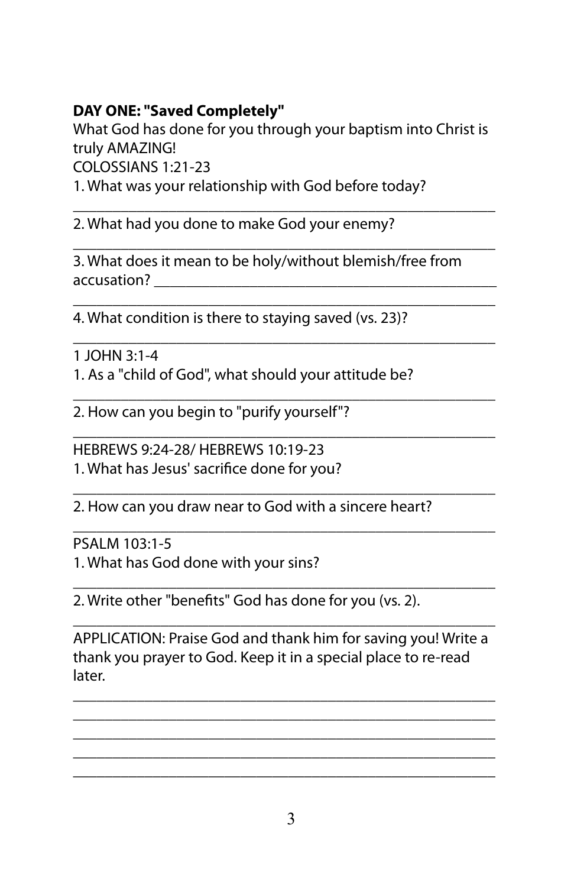**DAY ONE: "Saved Completely"**

What God has done for you through your baptism into Christ is truly AMAZING!

COLOSSIANS 1:21-23

1. What was your relationship with God before today?

_______________________________________________

2. What had you done to make God your enemy?

_______________________________________________

3. What does it mean to be holy/without blemish/free from accusation? _______________________________________

_______________________________________________

4. What condition is there to staying saved (vs. 23)?

_______________________________________________

1 JOHN 3:1-4

1. As a "child of God", what should your attitude be?

_______________________________________________

2. How can you begin to "purify yourself"?

_______________________________________________

HEBREWS 9:24-28/ HEBREWS 10:19-23

1. What has Jesus' sacrifice done for you?

_______________________________________________

2. How can you draw near to God with a sincere heart?

_______________________________________________

PSALM 103:1-5

1. What has God done with your sins?

_______________________________________________

2. Write other "benefits" God has done for you (vs. 2).

_______________________________________________

APPLICATION: Praise God and thank him for saving you! Write a thank you prayer to God. Keep it in a special place to re-read later.

_______________________________________________
_______________________________________________
_______________________________________________
_______________________________________________
_______________________________________________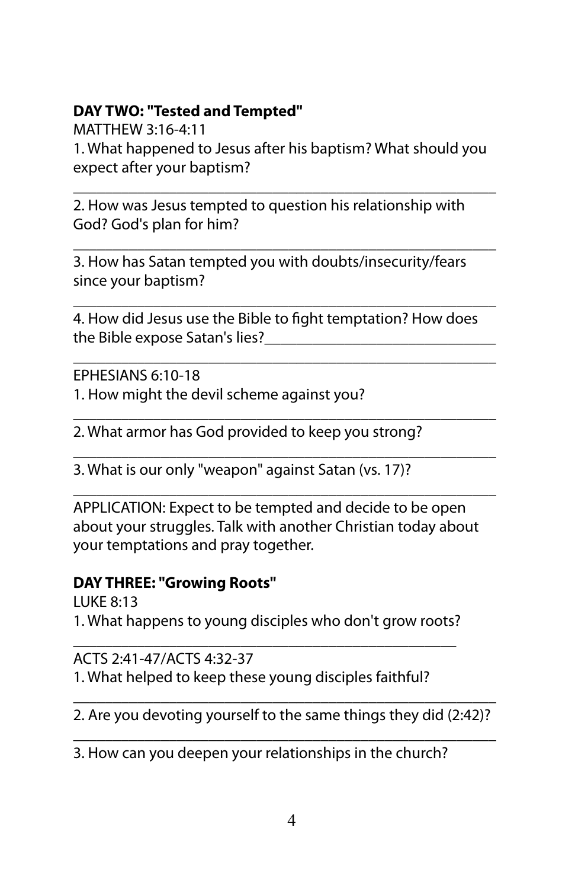**DAY TWO: "Tested and Tempted"**

MATTHEW 3:16-4:11

1. What happened to Jesus after his baptism? What should you expect after your baptism?

_______________________________________________

2. How was Jesus tempted to question his relationship with God? God's plan for him?

_______________________________________________

3. How has Satan tempted you with doubts/insecurity/fears since your baptism?

_______________________________________________

4. How did Jesus use the Bible to fight temptation? How does the Bible expose Satan's lies?_______________________

_______________________________________________

EPHESIANS 6:10-18

1. How might the devil scheme against you?

_______________________________________________

2. What armor has God provided to keep you strong?

_______________________________________________

3. What is our only "weapon" against Satan (vs. 17)?

_______________________________________________

APPLICATION: Expect to be tempted and decide to be open about your struggles. Talk with another Christian today about your temptations and pray together.

**DAY THREE: "Growing Roots"**

LUKE 8:13

1. What happens to young disciples who don't grow roots?

_______________________________________________

ACTS 2:41-47/ACTS 4:32-37

1. What helped to keep these young disciples faithful?

_______________________________________________

2. Are you devoting yourself to the same things they did (2:42)?

_______________________________________________

3. How can you deepen your relationships in the church?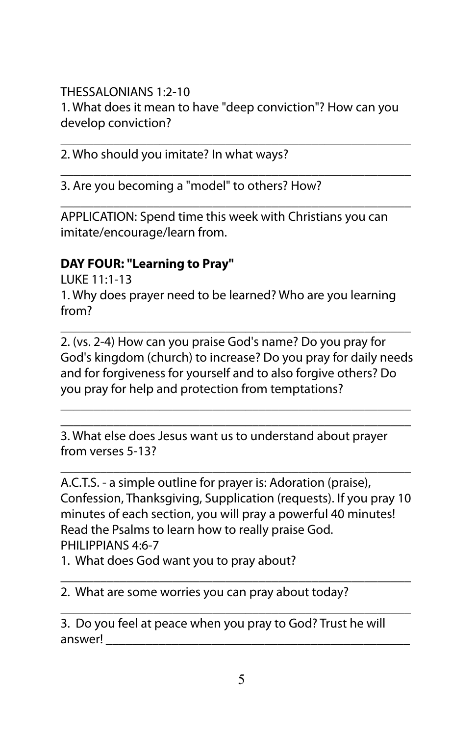THESSALONIANS 1:2-10

1. What does it mean to have "deep conviction"? How can you develop conviction?

_______________________________________________________

2. Who should you imitate? In what ways?

_______________________________________________________

3. Are you becoming a "model" to others? How?

_______________________________________________________

APPLICATION: Spend time this week with Christians you can imitate/encourage/learn from.

**DAY FOUR: "Learning to Pray"**

LUKE 11:1-13

1. Why does prayer need to be learned? Who are you learning from?

_______________________________________________________

2. (vs. 2-4) How can you praise God's name? Do you pray for God's kingdom (church) to increase? Do you pray for daily needs and for forgiveness for yourself and to also forgive others? Do you pray for help and protection from temptations?

_______________________________________________________

_______________________________________________________

3. What else does Jesus want us to understand about prayer from verses 5-13?

_______________________________________________________

A.C.T.S. - a simple outline for prayer is: Adoration (praise), Confession, Thanksgiving, Supplication (requests). If you pray 10 minutes of each section, you will pray a powerful 40 minutes! Read the Psalms to learn how to really praise God.

PHILIPPIANS 4:6-7

1. What does God want you to pray about?

_______________________________________________________

2. What are some worries you can pray about today?

_______________________________________________________

3. Do you feel at peace when you pray to God? Trust he will answer! _______________________________________________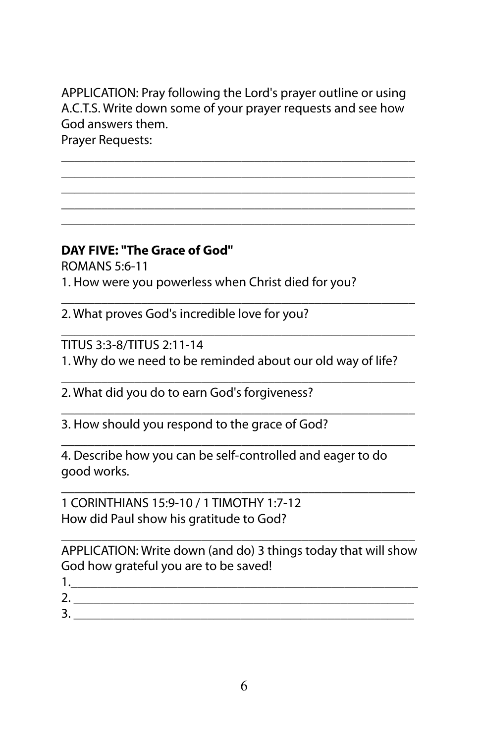APPLICATION: Pray following the Lord's prayer outline or using A.C.T.S. Write down some of your prayer requests and see how God answers them.

Prayer Requests:

______________________________________________________
______________________________________________________
______________________________________________________
______________________________________________________
______________________________________________________

**DAY FIVE: "The Grace of God"**

ROMANS 5:6-11

1. How were you powerless when Christ died for you?

______________________________________________________

2. What proves God's incredible love for you?

______________________________________________________

TITUS 3:3-8/TITUS 2:11-14

1. Why do we need to be reminded about our old way of life?

______________________________________________________

2. What did you do to earn God's forgiveness?

______________________________________________________

3. How should you respond to the grace of God?

______________________________________________________

4. Describe how you can be self-controlled and eager to do good works.

______________________________________________________

1 CORINTHIANS 15:9-10 / 1 TIMOTHY 1:7-12

How did Paul show his gratitude to God?

______________________________________________________

APPLICATION: Write down (and do) 3 things today that will show God how grateful you are to be saved!

1.______________________________________________________

2. ______________________________________________________

3. ______________________________________________________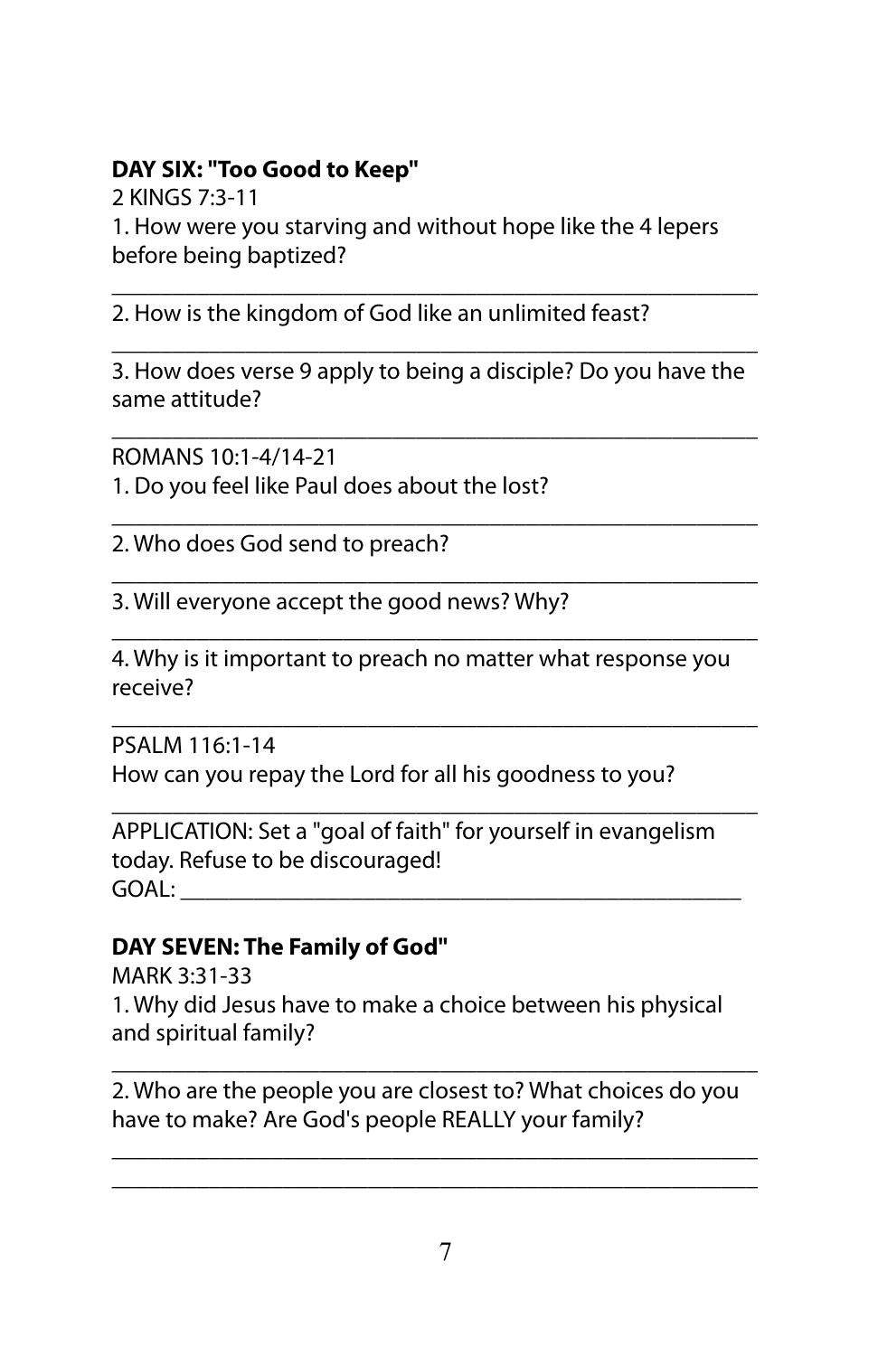**DAY SIX: "Too Good to Keep"**

2 KINGS 7:3-11

1. How were you starving and without hope like the 4 lepers before being baptized?

_______________________________________________

2. How is the kingdom of God like an unlimited feast?

_______________________________________________

3. How does verse 9 apply to being a disciple? Do you have the same attitude?

_______________________________________________

ROMANS 10:1-4/14-21

1. Do you feel like Paul does about the lost?

_______________________________________________

2. Who does God send to preach?

_______________________________________________

3. Will everyone accept the good news? Why?

_______________________________________________

4. Why is it important to preach no matter what response you receive?

_______________________________________________

PSALM 116:1-14

How can you repay the Lord for all his goodness to you?

_______________________________________________

APPLICATION: Set a "goal of faith" for yourself in evangelism today. Refuse to be discouraged!

GOAL: ________________________________________

**DAY SEVEN: The Family of God"**

MARK 3:31-33

1. Why did Jesus have to make a choice between his physical and spiritual family?

_______________________________________________

2. Who are the people you are closest to? What choices do you have to make? Are God's people REALLY your family?

_______________________________________________

_______________________________________________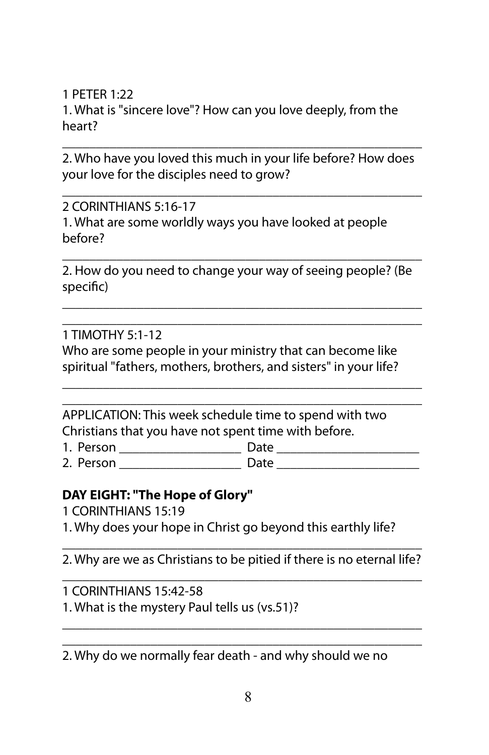1 PETER 1:22

1. What is "sincere love"? How can you love deeply, from the heart?

_______________________________________________________

2. Who have you loved this much in your life before? How does your love for the disciples need to grow?

_______________________________________________________

2 CORINTHIANS 5:16-17

1. What are some worldly ways you have looked at people before?

_______________________________________________________

2. How do you need to change your way of seeing people? (Be specific)

_______________________________________________________

_______________________________________________________

1 TIMOTHY 5:1-12

Who are some people in your ministry that can become like spiritual "fathers, mothers, brothers, and sisters" in your life?

_______________________________________________________

_______________________________________________________

APPLICATION: This week schedule time to spend with two Christians that you have not spent time with before.

1. Person ___________________ Date ______________________
2. Person ___________________ Date ______________________

**DAY EIGHT: "The Hope of Glory"**

1 CORINTHIANS 15:19

1. Why does your hope in Christ go beyond this earthly life?

_______________________________________________________

2. Why are we as Christians to be pitied if there is no eternal life?

_______________________________________________________

1 CORINTHIANS 15:42-58

1. What is the mystery Paul tells us (vs.51)?

_______________________________________________________

_______________________________________________________

2. Why do we normally fear death - and why should we no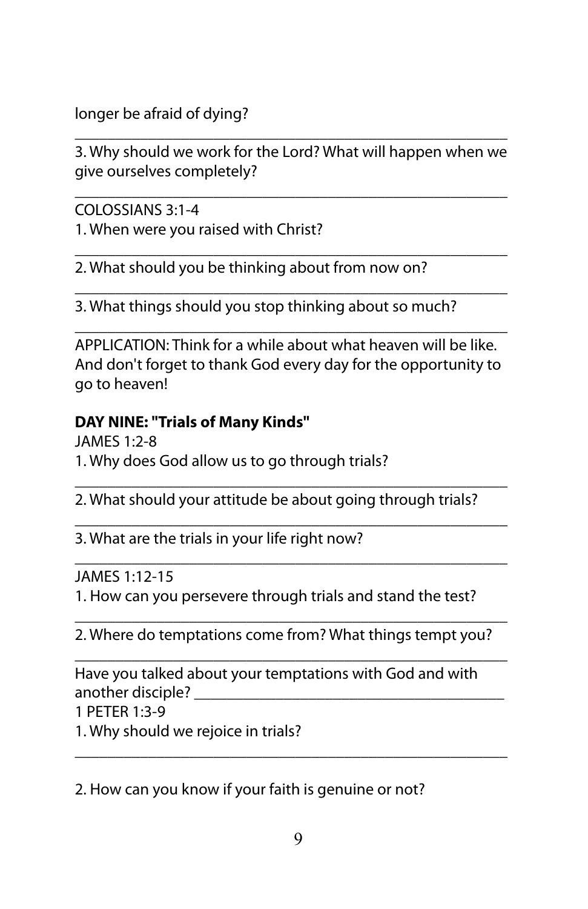longer be afraid of dying?

_______________________________________________________

3. Why should we work for the Lord? What will happen when we give ourselves completely?

_______________________________________________________

COLOSSIANS 3:1-4

1. When were you raised with Christ?

_______________________________________________________

2. What should you be thinking about from now on?

_______________________________________________________

3. What things should you stop thinking about so much?

_______________________________________________________

APPLICATION: Think for a while about what heaven will be like. And don't forget to thank God every day for the opportunity to go to heaven!

**DAY NINE: "Trials of Many Kinds"**

JAMES 1:2-8

1. Why does God allow us to go through trials?

_______________________________________________________

2. What should your attitude be about going through trials?

_______________________________________________________

3. What are the trials in your life right now?

_______________________________________________________

JAMES 1:12-15

1. How can you persevere through trials and stand the test?

_______________________________________________________

2. Where do temptations come from? What things tempt you?

_______________________________________________________

Have you talked about your temptations with God and with another disciple? _______________________________________

1 PETER 1:3-9

1. Why should we rejoice in trials?

_______________________________________________________

2. How can you know if your faith is genuine or not?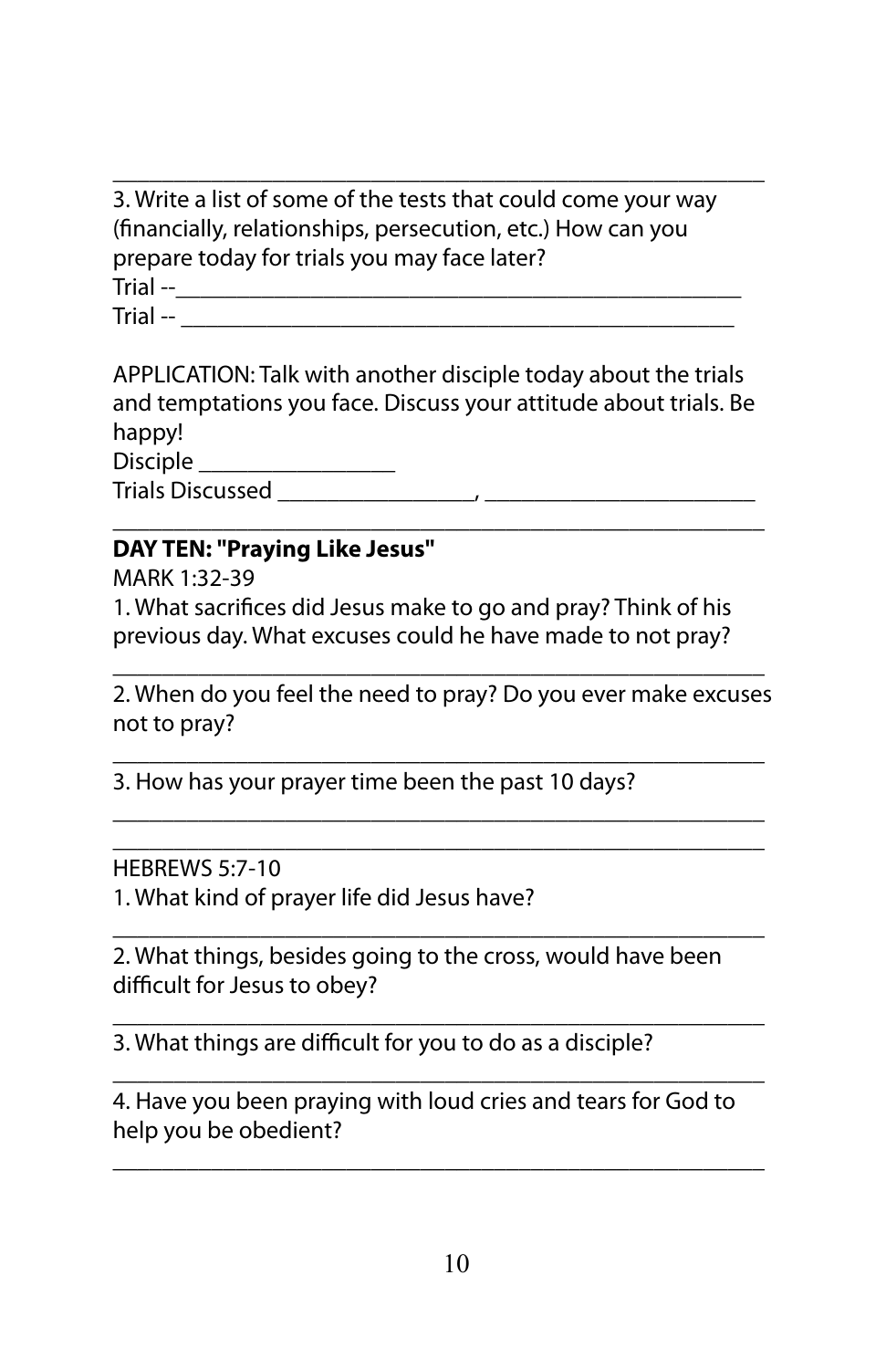3. Write a list of some of the tests that could come your way (financially, relationships, persecution, etc.) How can you prepare today for trials you may face later?

Trial --_______________________________________________

Trial -- _______________________________________________

APPLICATION: Talk with another disciple today about the trials and temptations you face. Discuss your attitude about trials. Be happy!

Disciple ________________

Trials Discussed ________________, ______________________

**DAY TEN: "Praying Like Jesus"**

MARK 1:32-39

1. What sacrifices did Jesus make to go and pray? Think of his previous day. What excuses could he have made to not pray?

_______________________________________________________

2. When do you feel the need to pray? Do you ever make excuses not to pray?

_______________________________________________________

3. How has your prayer time been the past 10 days?

_______________________________________________________

_______________________________________________________

HEBREWS 5:7-10

1. What kind of prayer life did Jesus have?

_______________________________________________________

2. What things, besides going to the cross, would have been difficult for Jesus to obey?

_______________________________________________________

3. What things are difficult for you to do as a disciple?

_______________________________________________________

4. Have you been praying with loud cries and tears for God to help you be obedient?

_______________________________________________________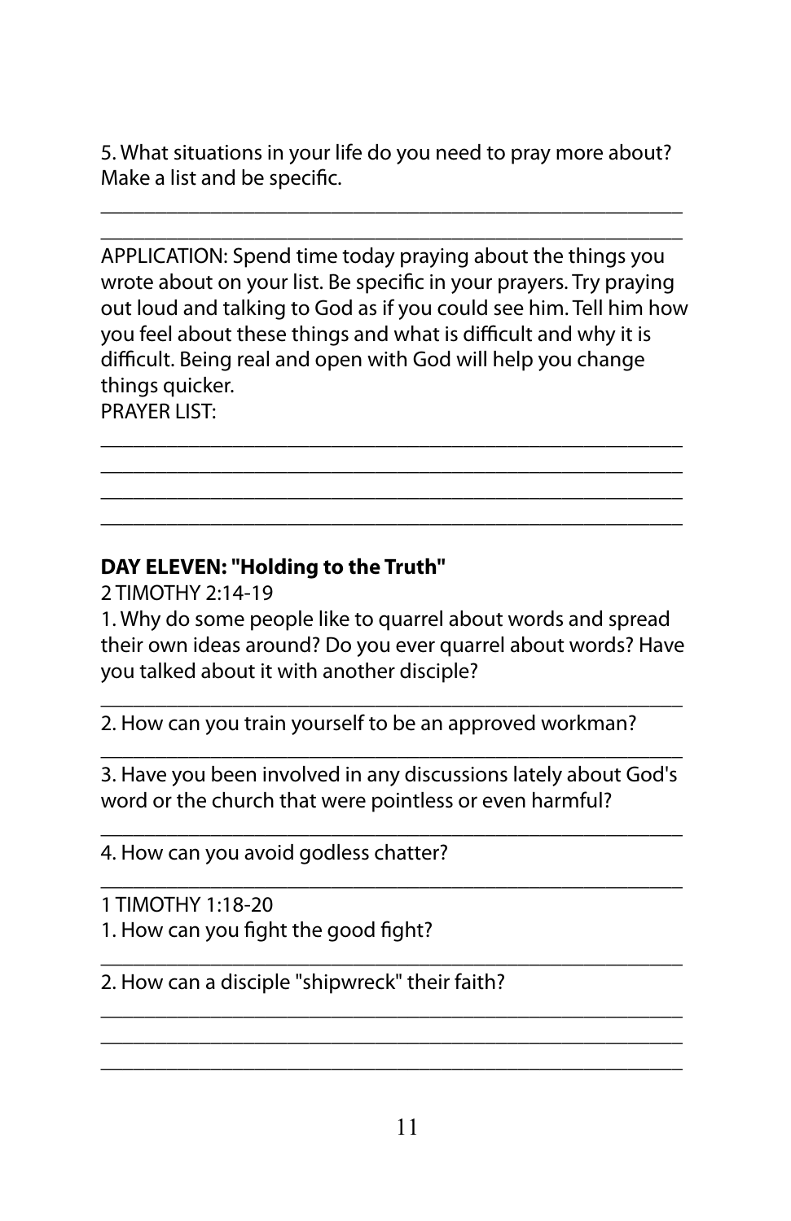5. What situations in your life do you need to pray more about? Make a list and be specific.

\_\_\_\_\_\_\_\_\_\_\_\_\_\_\_\_\_\_\_\_\_\_\_\_\_\_\_\_\_\_\_\_\_\_\_\_\_\_\_\_\_\_\_\_\_\_\_\_\_\_\_

\_\_\_\_\_\_\_\_\_\_\_\_\_\_\_\_\_\_\_\_\_\_\_\_\_\_\_\_\_\_\_\_\_\_\_\_\_\_\_\_\_\_\_\_\_\_\_\_\_\_\_

APPLICATION: Spend time today praying about the things you wrote about on your list. Be specific in your prayers. Try praying out loud and talking to God as if you could see him. Tell him how you feel about these things and what is difficult and why it is difficult. Being real and open with God will help you change things quicker.

PRAYER LIST:

\_\_\_\_\_\_\_\_\_\_\_\_\_\_\_\_\_\_\_\_\_\_\_\_\_\_\_\_\_\_\_\_\_\_\_\_\_\_\_\_\_\_\_\_\_\_\_\_\_\_\_

\_\_\_\_\_\_\_\_\_\_\_\_\_\_\_\_\_\_\_\_\_\_\_\_\_\_\_\_\_\_\_\_\_\_\_\_\_\_\_\_\_\_\_\_\_\_\_\_\_\_\_

\_\_\_\_\_\_\_\_\_\_\_\_\_\_\_\_\_\_\_\_\_\_\_\_\_\_\_\_\_\_\_\_\_\_\_\_\_\_\_\_\_\_\_\_\_\_\_\_\_\_\_

\_\_\_\_\_\_\_\_\_\_\_\_\_\_\_\_\_\_\_\_\_\_\_\_\_\_\_\_\_\_\_\_\_\_\_\_\_\_\_\_\_\_\_\_\_\_\_\_\_\_\_

**DAY ELEVEN: "Holding to the Truth"**

2 TIMOTHY 2:14-19

1. Why do some people like to quarrel about words and spread their own ideas around? Do you ever quarrel about words? Have you talked about it with another disciple?

\_\_\_\_\_\_\_\_\_\_\_\_\_\_\_\_\_\_\_\_\_\_\_\_\_\_\_\_\_\_\_\_\_\_\_\_\_\_\_\_\_\_\_\_\_\_\_\_\_\_\_

2. How can you train yourself to be an approved workman?

\_\_\_\_\_\_\_\_\_\_\_\_\_\_\_\_\_\_\_\_\_\_\_\_\_\_\_\_\_\_\_\_\_\_\_\_\_\_\_\_\_\_\_\_\_\_\_\_\_\_\_

3. Have you been involved in any discussions lately about God's word or the church that were pointless or even harmful?

\_\_\_\_\_\_\_\_\_\_\_\_\_\_\_\_\_\_\_\_\_\_\_\_\_\_\_\_\_\_\_\_\_\_\_\_\_\_\_\_\_\_\_\_\_\_\_\_\_\_\_

4. How can you avoid godless chatter?

\_\_\_\_\_\_\_\_\_\_\_\_\_\_\_\_\_\_\_\_\_\_\_\_\_\_\_\_\_\_\_\_\_\_\_\_\_\_\_\_\_\_\_\_\_\_\_\_\_\_\_

1 TIMOTHY 1:18-20

1. How can you fight the good fight?

\_\_\_\_\_\_\_\_\_\_\_\_\_\_\_\_\_\_\_\_\_\_\_\_\_\_\_\_\_\_\_\_\_\_\_\_\_\_\_\_\_\_\_\_\_\_\_\_\_\_\_

2. How can a disciple "shipwreck" their faith?

\_\_\_\_\_\_\_\_\_\_\_\_\_\_\_\_\_\_\_\_\_\_\_\_\_\_\_\_\_\_\_\_\_\_\_\_\_\_\_\_\_\_\_\_\_\_\_\_\_\_\_

\_\_\_\_\_\_\_\_\_\_\_\_\_\_\_\_\_\_\_\_\_\_\_\_\_\_\_\_\_\_\_\_\_\_\_\_\_\_\_\_\_\_\_\_\_\_\_\_\_\_\_

\_\_\_\_\_\_\_\_\_\_\_\_\_\_\_\_\_\_\_\_\_\_\_\_\_\_\_\_\_\_\_\_\_\_\_\_\_\_\_\_\_\_\_\_\_\_\_\_\_\_\_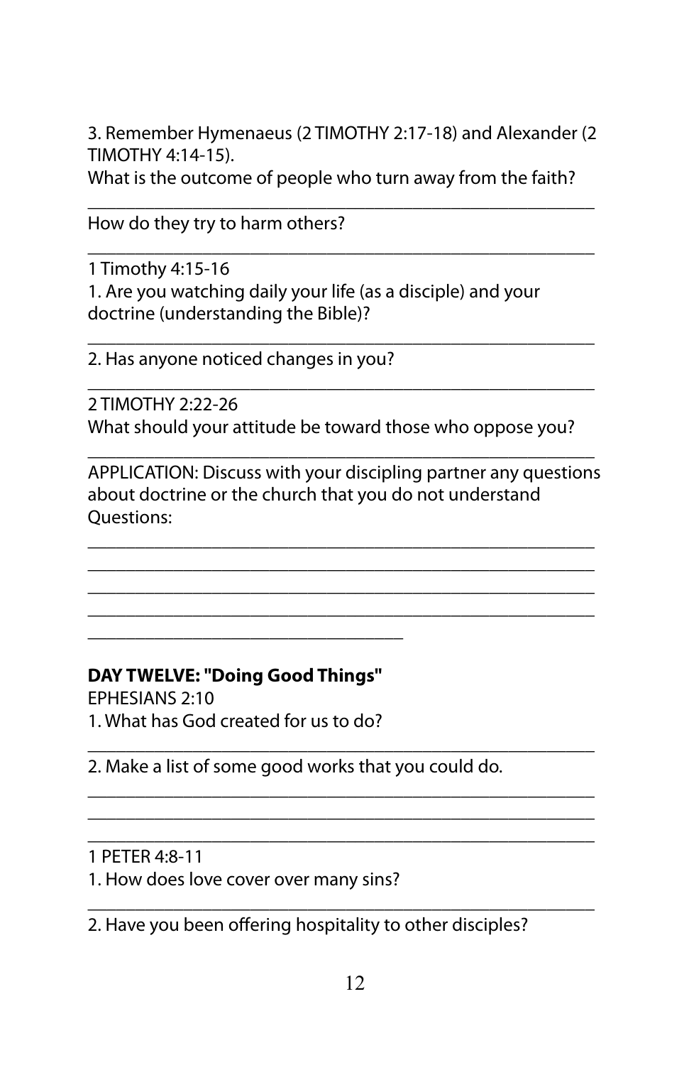3. Remember Hymenaeus (2 TIMOTHY 2:17-18) and Alexander (2 TIMOTHY 4:14-15).
What is the outcome of people who turn away from the faith?

_______________________________________________________

How do they try to harm others?

_______________________________________________________

1 Timothy 4:15-16
1. Are you watching daily your life (as a disciple) and your doctrine (understanding the Bible)?

_______________________________________________________

2. Has anyone noticed changes in you?

_______________________________________________________

2 TIMOTHY 2:22-26
What should your attitude be toward those who oppose you?

_______________________________________________________

APPLICATION: Discuss with your discipling partner any questions about doctrine or the church that you do not understand
Questions:

_______________________________________________________
_______________________________________________________
_______________________________________________________
_______________________________________________________
__________________________________

**DAY TWELVE: "Doing Good Things"**

EPHESIANS 2:10
1. What has God created for us to do?

_______________________________________________________

2. Make a list of some good works that you could do.

_______________________________________________________
_______________________________________________________
_______________________________________________________

1 PETER 4:8-11
1. How does love cover over many sins?

_______________________________________________________

2. Have you been offering hospitality to other disciples?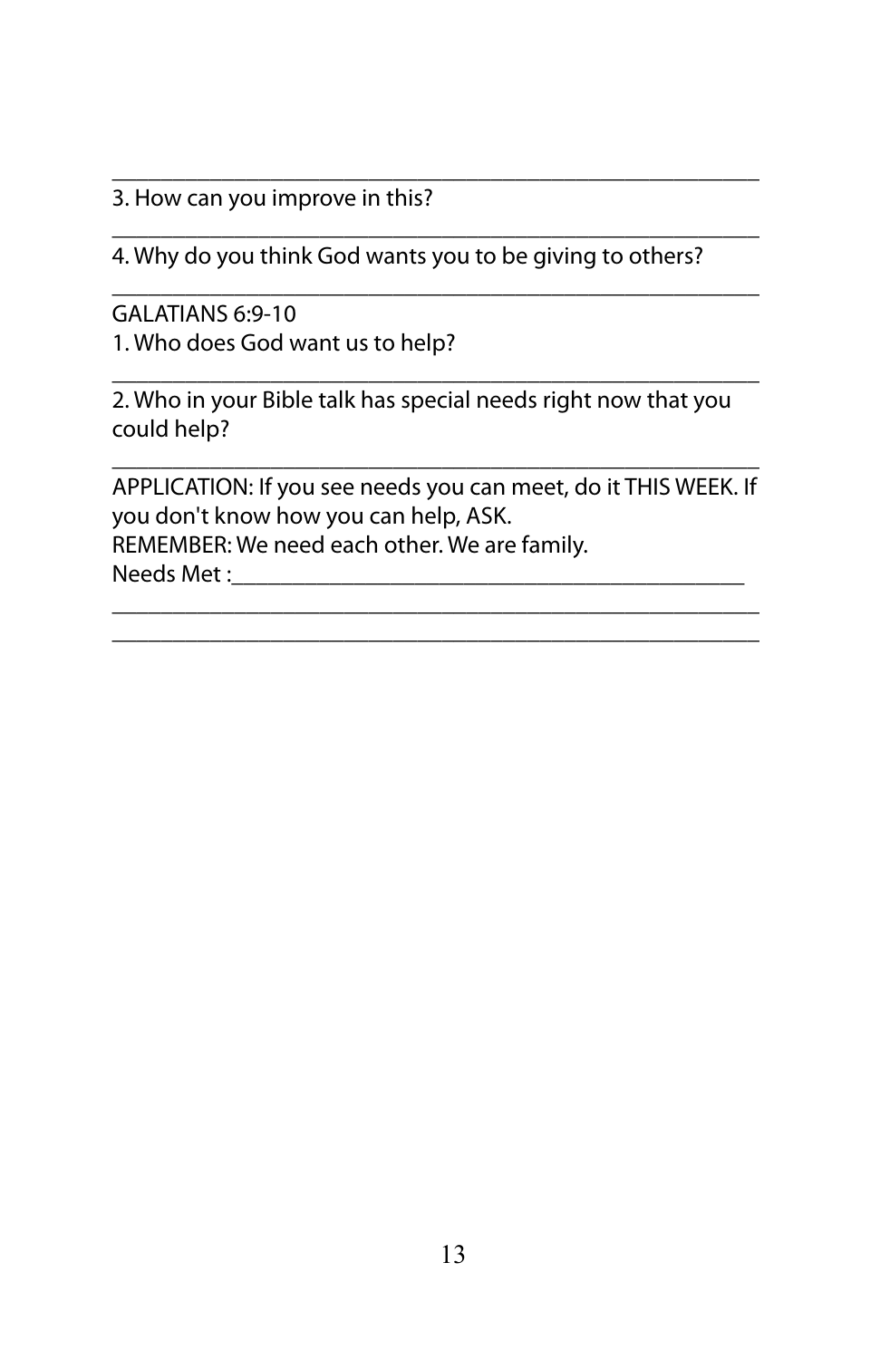\_\_\_\_\_\_\_\_\_\_\_\_\_\_\_\_\_\_\_\_\_\_\_\_\_\_\_\_\_\_\_\_\_\_\_\_\_\_\_\_\_\_\_\_\_\_\_\_\_\_

3. How can you improve in this?

\_\_\_\_\_\_\_\_\_\_\_\_\_\_\_\_\_\_\_\_\_\_\_\_\_\_\_\_\_\_\_\_\_\_\_\_\_\_\_\_\_\_\_\_\_\_\_\_\_\_

4. Why do you think God wants you to be giving to others?

\_\_\_\_\_\_\_\_\_\_\_\_\_\_\_\_\_\_\_\_\_\_\_\_\_\_\_\_\_\_\_\_\_\_\_\_\_\_\_\_\_\_\_\_\_\_\_\_\_\_

GALATIANS 6:9-10

1. Who does God want us to help?

\_\_\_\_\_\_\_\_\_\_\_\_\_\_\_\_\_\_\_\_\_\_\_\_\_\_\_\_\_\_\_\_\_\_\_\_\_\_\_\_\_\_\_\_\_\_\_\_\_\_

2. Who in your Bible talk has special needs right now that you could help?

\_\_\_\_\_\_\_\_\_\_\_\_\_\_\_\_\_\_\_\_\_\_\_\_\_\_\_\_\_\_\_\_\_\_\_\_\_\_\_\_\_\_\_\_\_\_\_\_\_\_

APPLICATION: If you see needs you can meet, do it THIS WEEK. If you don't know how you can help, ASK.

REMEMBER: We need each other. We are family.

Needs Met :\_\_\_\_\_\_\_\_\_\_\_\_\_\_\_\_\_\_\_\_\_\_\_\_\_\_\_\_\_\_\_\_\_\_\_\_\_\_\_\_\_\_

\_\_\_\_\_\_\_\_\_\_\_\_\_\_\_\_\_\_\_\_\_\_\_\_\_\_\_\_\_\_\_\_\_\_\_\_\_\_\_\_\_\_\_\_\_\_\_\_\_\_

\_\_\_\_\_\_\_\_\_\_\_\_\_\_\_\_\_\_\_\_\_\_\_\_\_\_\_\_\_\_\_\_\_\_\_\_\_\_\_\_\_\_\_\_\_\_\_\_\_\_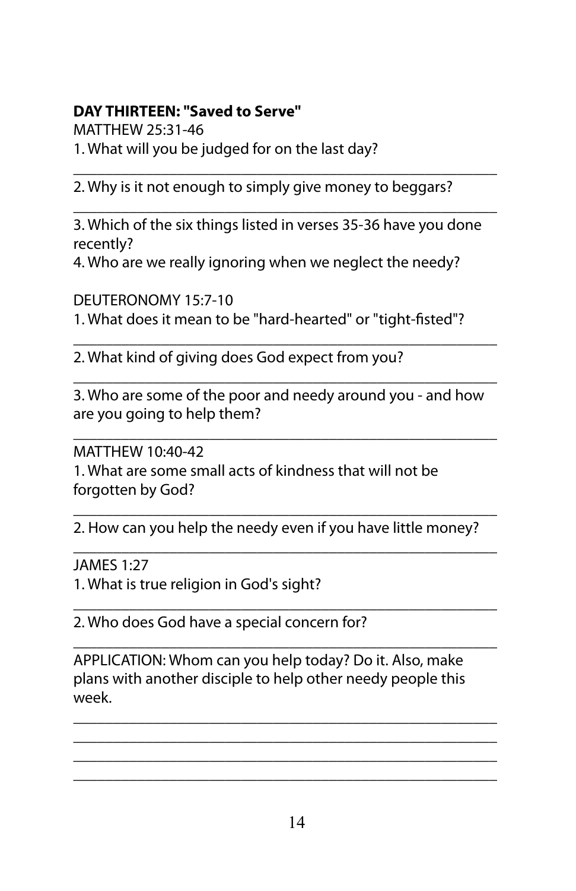**DAY THIRTEEN: "Saved to Serve"**

MATTHEW 25:31-46

1. What will you be judged for on the last day?

_______________________________________________

2. Why is it not enough to simply give money to beggars?

_______________________________________________

3. Which of the six things listed in verses 35-36 have you done recently?

4. Who are we really ignoring when we neglect the needy?

DEUTERONOMY 15:7-10

1. What does it mean to be "hard-hearted" or "tight-fisted"?

_______________________________________________

2. What kind of giving does God expect from you?

_______________________________________________

3. Who are some of the poor and needy around you - and how are you going to help them?

_______________________________________________

MATTHEW 10:40-42

1. What are some small acts of kindness that will not be forgotten by God?

_______________________________________________

2. How can you help the needy even if you have little money?

_______________________________________________

JAMES 1:27

1. What is true religion in God's sight?

_______________________________________________

2. Who does God have a special concern for?

_______________________________________________

APPLICATION: Whom can you help today? Do it. Also, make plans with another disciple to help other needy people this week.

_______________________________________________
_______________________________________________
_______________________________________________
_______________________________________________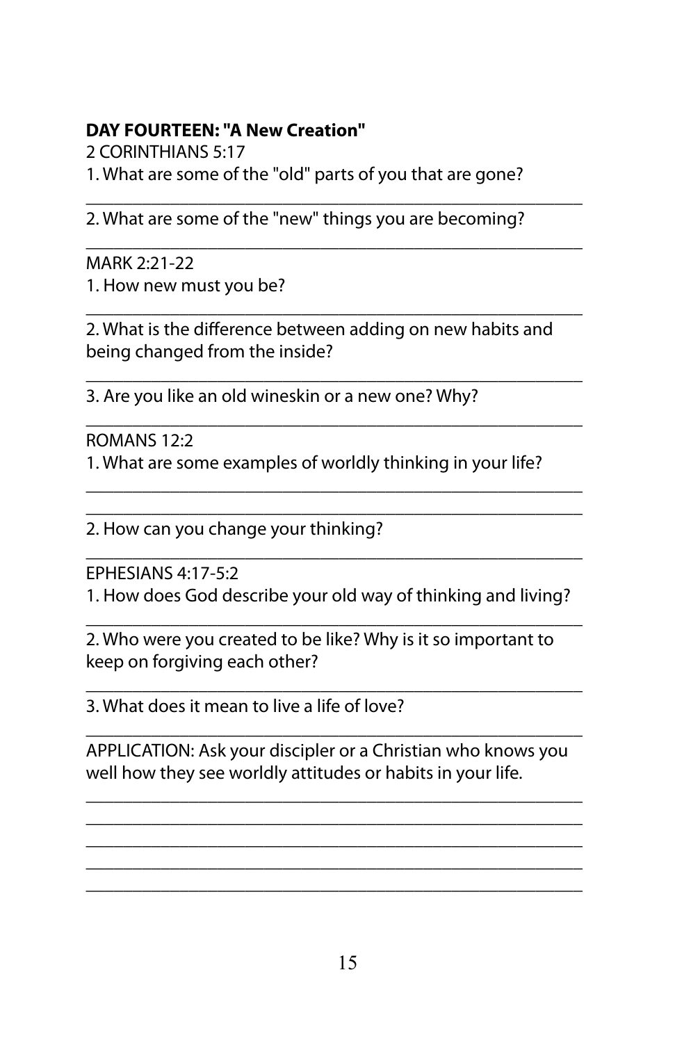**DAY FOURTEEN: "A New Creation"**

2 CORINTHIANS 5:17

1. What are some of the "old" parts of you that are gone?

_______________________________________________________

2. What are some of the "new" things you are becoming?

_______________________________________________________

MARK 2:21-22

1. How new must you be?

_______________________________________________________

2. What is the difference between adding on new habits and being changed from the inside?

_______________________________________________________

3. Are you like an old wineskin or a new one? Why?

_______________________________________________________

ROMANS 12:2

1. What are some examples of worldly thinking in your life?

_______________________________________________________

_______________________________________________________

2. How can you change your thinking?

_______________________________________________________

EPHESIANS 4:17-5:2

1. How does God describe your old way of thinking and living?

_______________________________________________________

2. Who were you created to be like? Why is it so important to keep on forgiving each other?

_______________________________________________________

3. What does it mean to live a life of love?

_______________________________________________________

APPLICATION: Ask your discipler or a Christian who knows you well how they see worldly attitudes or habits in your life.

_______________________________________________________

_______________________________________________________

_______________________________________________________

_______________________________________________________

_______________________________________________________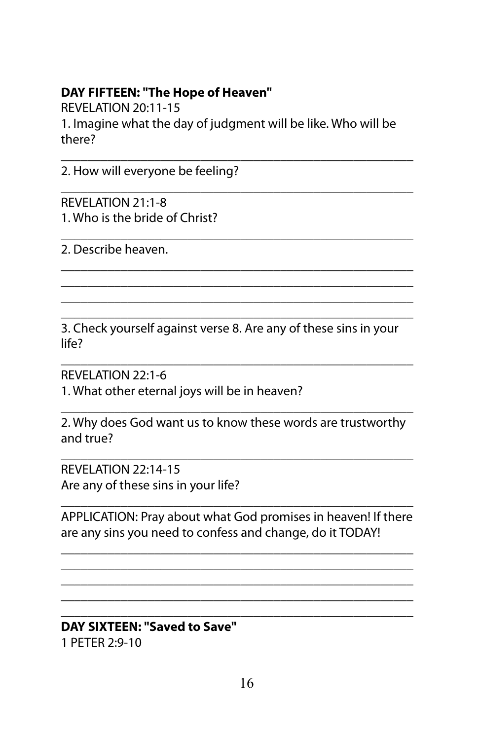**DAY FIFTEEN: "The Hope of Heaven"**

REVELATION 20:11-15

1. Imagine what the day of judgment will be like. Who will be there?

_______________________________________________________

2. How will everyone be feeling?

_______________________________________________________

REVELATION 21:1-8

1. Who is the bride of Christ?

_______________________________________________________

2. Describe heaven.

_______________________________________________________
_______________________________________________________
_______________________________________________________
_______________________________________________________

3. Check yourself against verse 8. Are any of these sins in your life?

_______________________________________________________

REVELATION 22:1-6

1. What other eternal joys will be in heaven?

_______________________________________________________

2. Why does God want us to know these words are trustworthy and true?

_______________________________________________________

REVELATION 22:14-15

Are any of these sins in your life?

_______________________________________________________

APPLICATION: Pray about what God promises in heaven! If there are any sins you need to confess and change, do it TODAY!

_______________________________________________________
_______________________________________________________
_______________________________________________________
_______________________________________________________
_______________________________________________________

**DAY SIXTEEN: "Saved to Save"**

1 PETER 2:9-10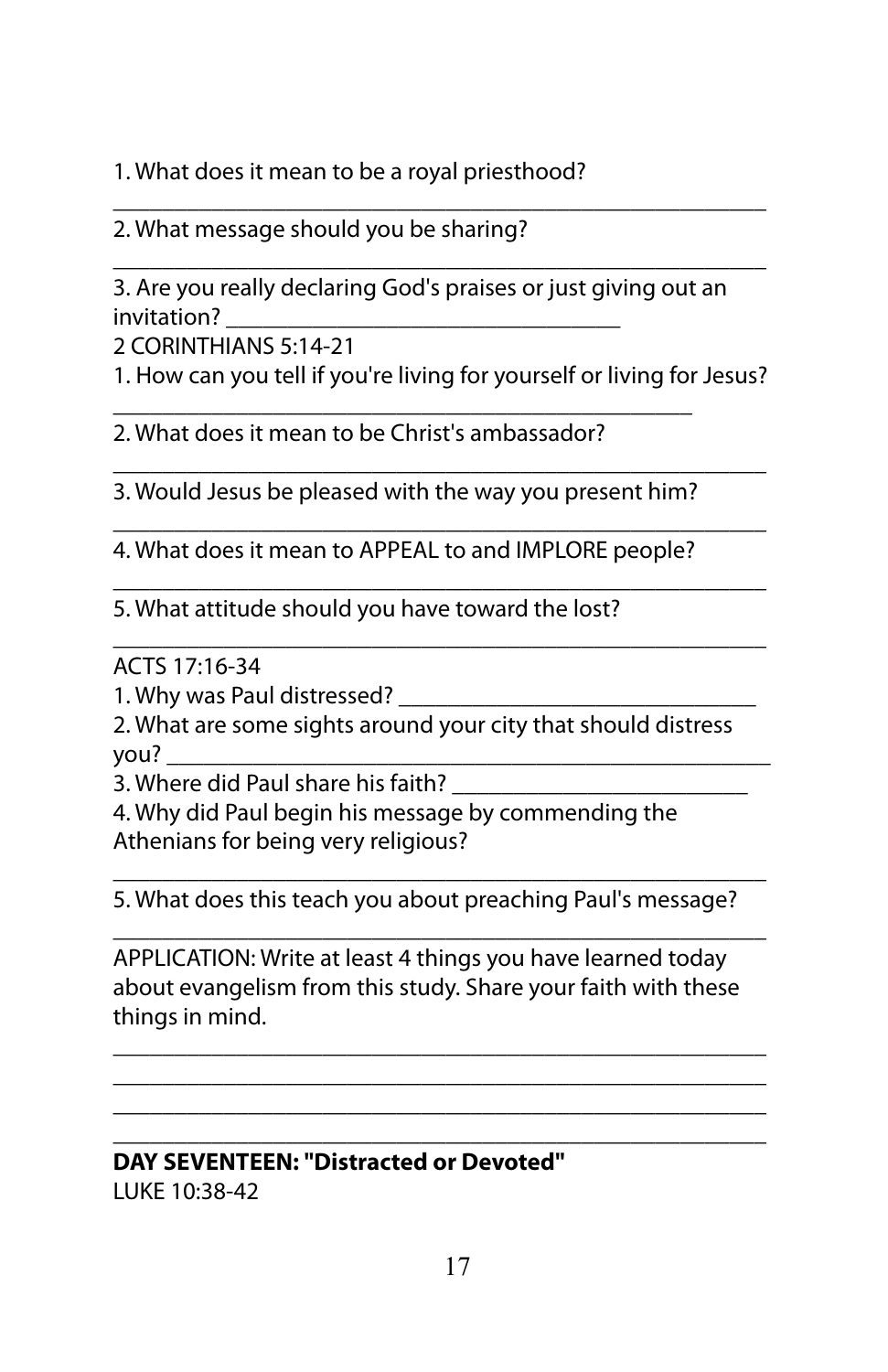1. What does it mean to be a royal priesthood?

_______________________________________________

2. What message should you be sharing?

_______________________________________________

3. Are you really declaring God's praises or just giving out an invitation? ____________________________

2 CORINTHIANS 5:14-21

1. How can you tell if you're living for yourself or living for Jesus?

__________________________________________

2. What does it mean to be Christ's ambassador?

_______________________________________________

3. Would Jesus be pleased with the way you present him?

_______________________________________________

4. What does it mean to APPEAL to and IMPLORE people?

_______________________________________________

5. What attitude should you have toward the lost?

_______________________________________________

ACTS 17:16-34

1. Why was Paul distressed? __________________________

2. What are some sights around your city that should distress you? _____________________________________________

3. Where did Paul share his faith? _____________________

4. Why did Paul begin his message by commending the Athenians for being very religious?

_______________________________________________

5. What does this teach you about preaching Paul's message?

_______________________________________________

APPLICATION: Write at least 4 things you have learned today about evangelism from this study. Share your faith with these things in mind.

_______________________________________________
_______________________________________________
_______________________________________________
_______________________________________________

**DAY SEVENTEEN: "Distracted or Devoted"**

LUKE 10:38-42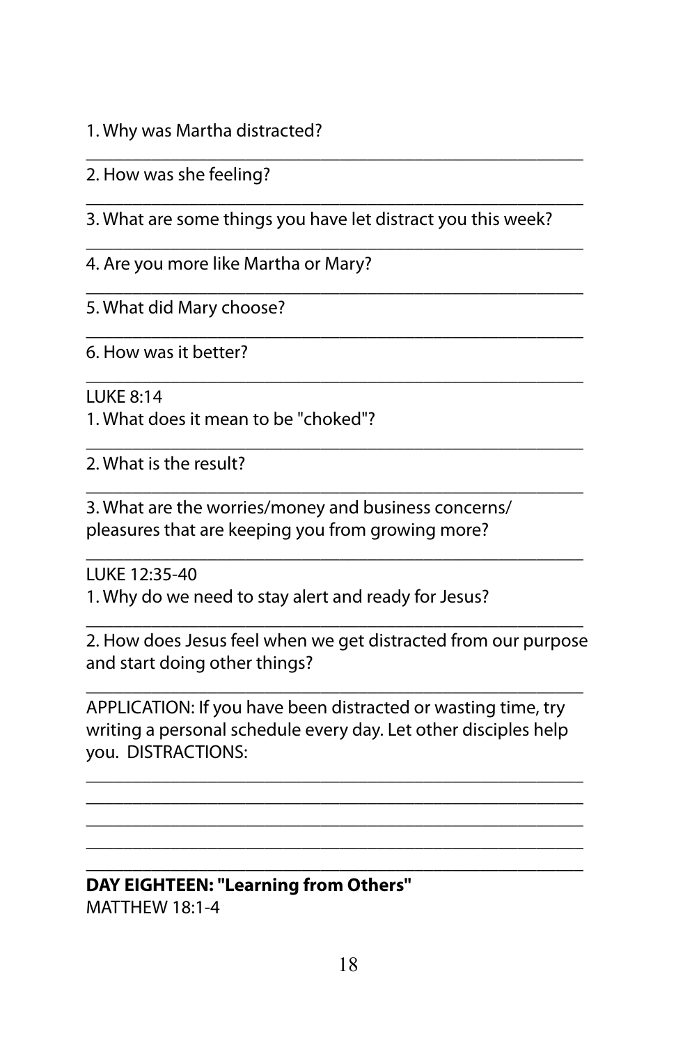1. Why was Martha distracted?

_______________________________________________________

2. How was she feeling?

_______________________________________________________

3. What are some things you have let distract you this week?

_______________________________________________________

4. Are you more like Martha or Mary?

_______________________________________________________

5. What did Mary choose?

_______________________________________________________

6. How was it better?

_______________________________________________________

LUKE 8:14

1. What does it mean to be "choked"?

_______________________________________________________

2. What is the result?

_______________________________________________________

3. What are the worries/money and business concerns/ pleasures that are keeping you from growing more?

_______________________________________________________

LUKE 12:35-40

1. Why do we need to stay alert and ready for Jesus?

_______________________________________________________

2. How does Jesus feel when we get distracted from our purpose and start doing other things?

_______________________________________________________

APPLICATION: If you have been distracted or wasting time, try writing a personal schedule every day. Let other disciples help you. DISTRACTIONS:

_______________________________________________________

_______________________________________________________

_______________________________________________________

_______________________________________________________

_______________________________________________________

**DAY EIGHTEEN: "Learning from Others"**

MATTHEW 18:1-4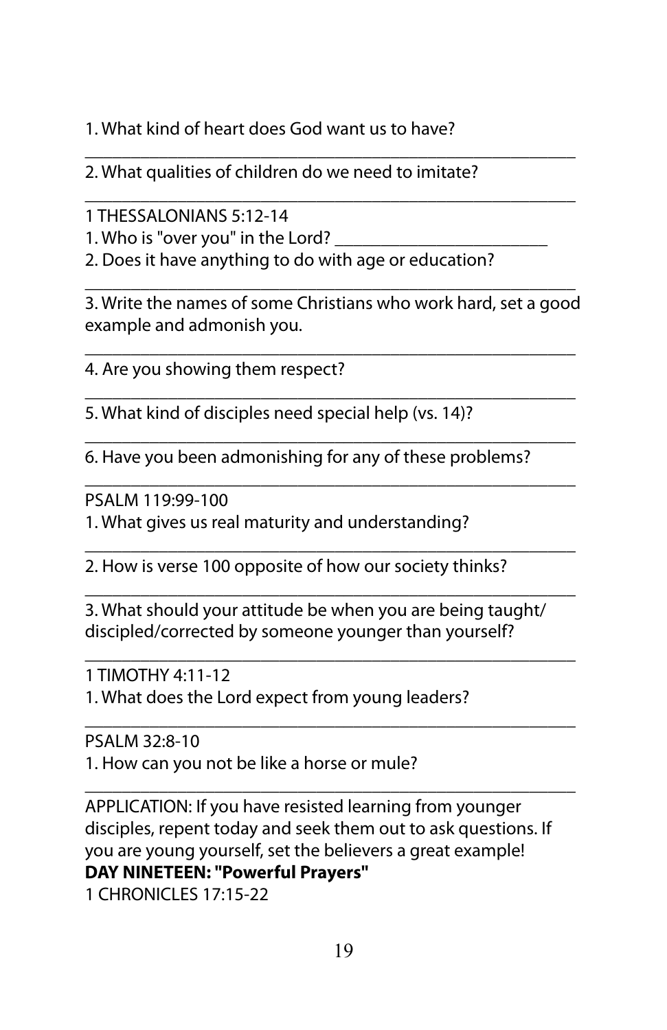1. What kind of heart does God want us to have?

_______________________________________________

2. What qualities of children do we need to imitate?

_______________________________________________

1 THESSALONIANS 5:12-14

1. Who is "over you" in the Lord? ________________________

2. Does it have anything to do with age or education?

_______________________________________________

3. Write the names of some Christians who work hard, set a good example and admonish you.

_______________________________________________

4. Are you showing them respect?

_______________________________________________

5. What kind of disciples need special help (vs. 14)?

_______________________________________________

6. Have you been admonishing for any of these problems?

_______________________________________________

PSALM 119:99-100

1. What gives us real maturity and understanding?

_______________________________________________

2. How is verse 100 opposite of how our society thinks?

_______________________________________________

3. What should your attitude be when you are being taught/discipled/corrected by someone younger than yourself?

_______________________________________________

1 TIMOTHY 4:11-12

1. What does the Lord expect from young leaders?

_______________________________________________

PSALM 32:8-10

1. How can you not be like a horse or mule?

_______________________________________________

APPLICATION: If you have resisted learning from younger disciples, repent today and seek them out to ask questions. If you are young yourself, set the believers a great example!

**DAY NINETEEN: "Powerful Prayers"**

1 CHRONICLES 17:15-22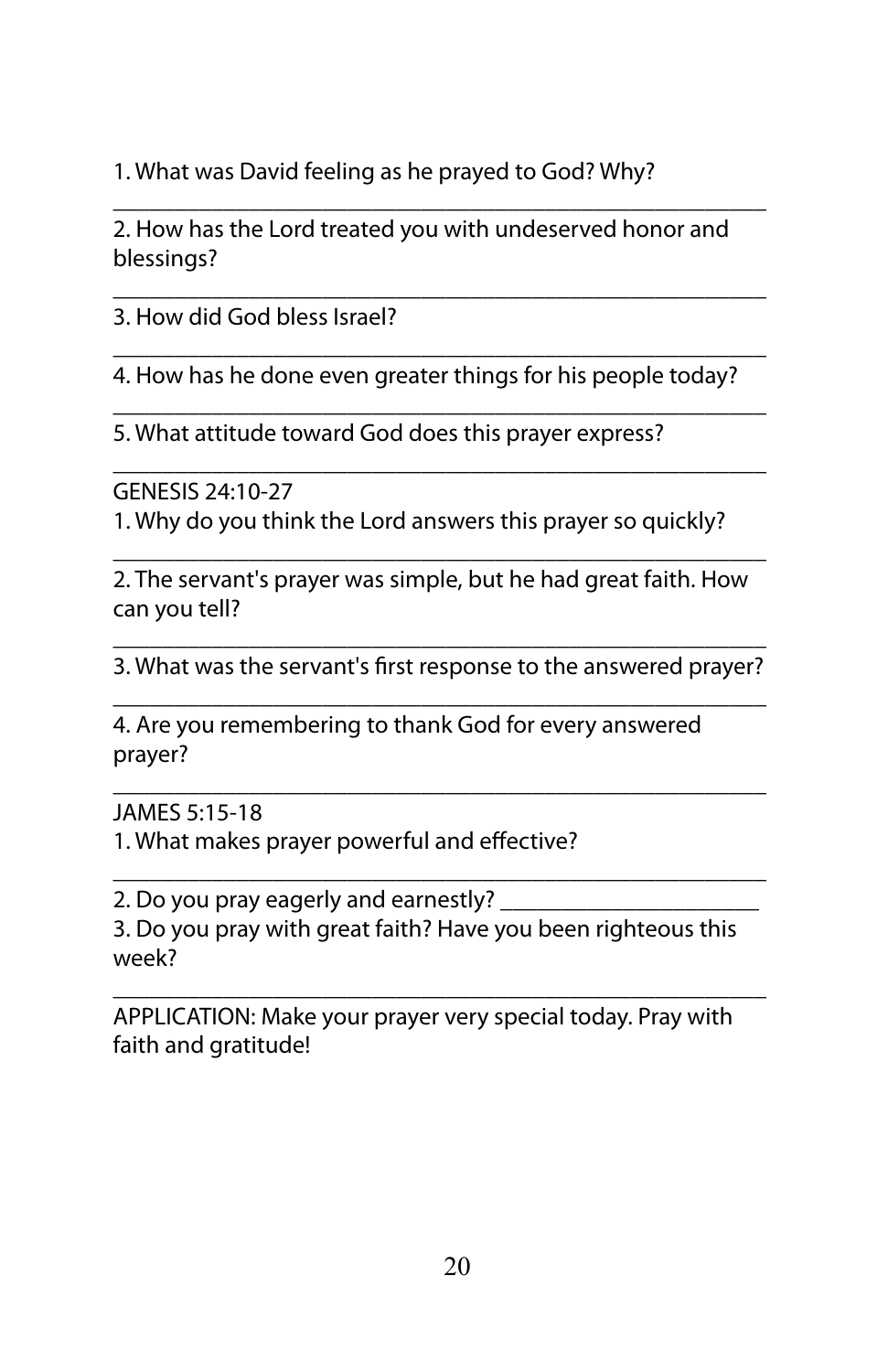1. What was David feeling as he prayed to God? Why?

_______________________________________________

2. How has the Lord treated you with undeserved honor and blessings?

_______________________________________________

3. How did God bless Israel?

_______________________________________________

4. How has he done even greater things for his people today?

_______________________________________________

5. What attitude toward God does this prayer express?

_______________________________________________

GENESIS 24:10-27

1. Why do you think the Lord answers this prayer so quickly?

_______________________________________________

2. The servant's prayer was simple, but he had great faith. How can you tell?

_______________________________________________

3. What was the servant's first response to the answered prayer?

_______________________________________________

4. Are you remembering to thank God for every answered prayer?

_______________________________________________

JAMES 5:15-18

1. What makes prayer powerful and effective?

_______________________________________________

2. Do you pray eagerly and earnestly? ______________________

3. Do you pray with great faith? Have you been righteous this week?

_______________________________________________

APPLICATION: Make your prayer very special today. Pray with faith and gratitude!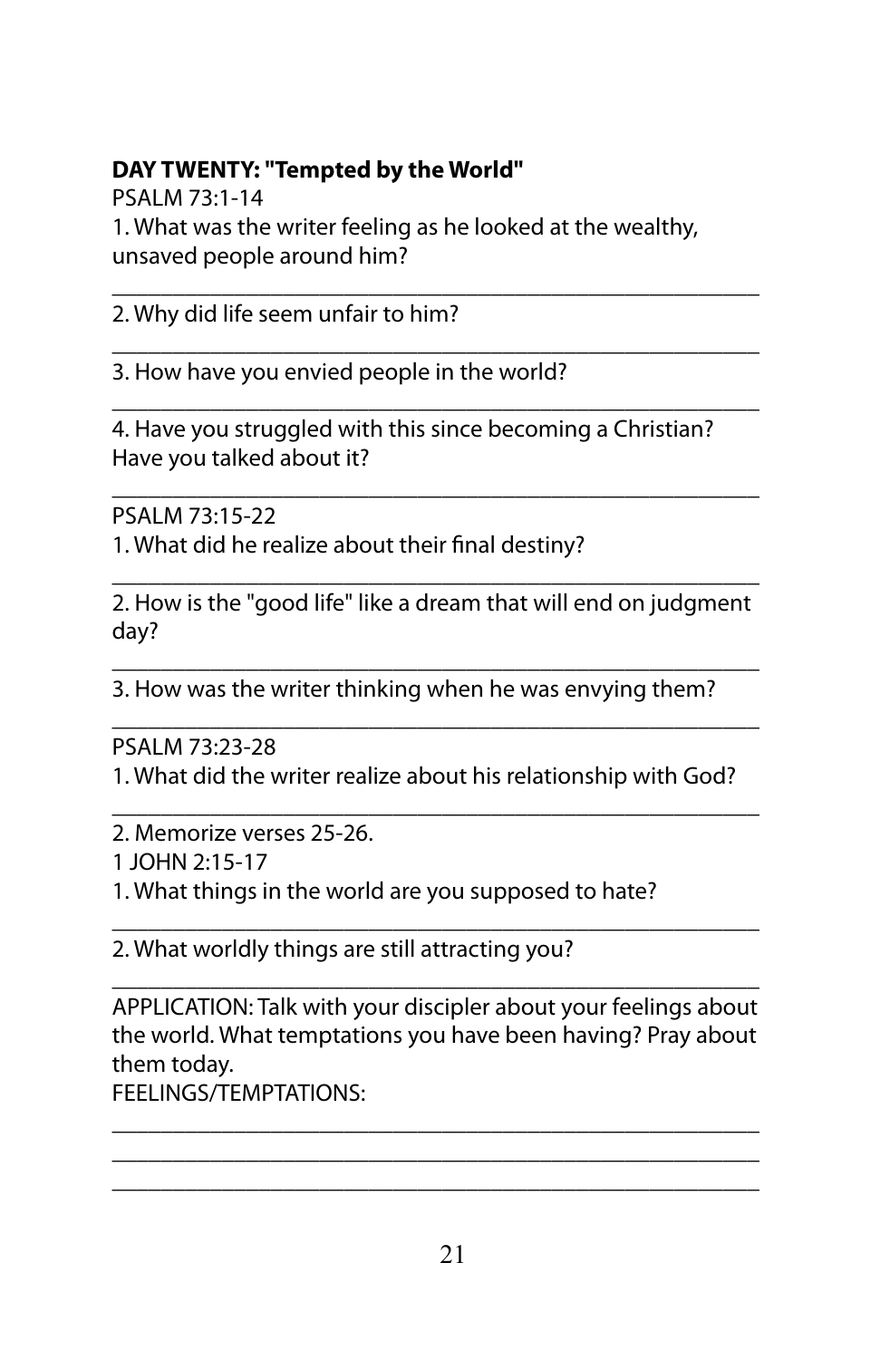**DAY TWENTY: "Tempted by the World"**

PSALM 73:1-14

1. What was the writer feeling as he looked at the wealthy, unsaved people around him?

_______________________________________________

2. Why did life seem unfair to him?

_______________________________________________

3. How have you envied people in the world?

_______________________________________________

4. Have you struggled with this since becoming a Christian? Have you talked about it?

_______________________________________________

PSALM 73:15-22

1. What did he realize about their final destiny?

_______________________________________________

2. How is the "good life" like a dream that will end on judgment day?

_______________________________________________

3. How was the writer thinking when he was envying them?

_______________________________________________

PSALM 73:23-28

1. What did the writer realize about his relationship with God?

_______________________________________________

2. Memorize verses 25-26.

1 JOHN 2:15-17

1. What things in the world are you supposed to hate?

_______________________________________________

2. What worldly things are still attracting you?

_______________________________________________

APPLICATION: Talk with your discipler about your feelings about the world. What temptations you have been having? Pray about them today.

FEELINGS/TEMPTATIONS:

_______________________________________________

_______________________________________________

_______________________________________________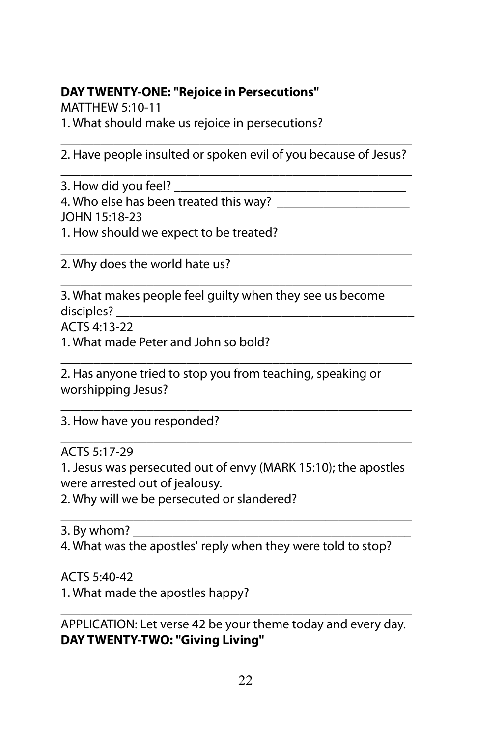**DAY TWENTY-ONE: "Rejoice in Persecutions"**

MATTHEW 5:10-11

1. What should make us rejoice in persecutions?

_______________________________________________________

2. Have people insulted or spoken evil of you because of Jesus?

_______________________________________________________

3. How did you feel? ______________________________________

4. Who else has been treated this way? _____________________

JOHN 15:18-23

1. How should we expect to be treated?

_______________________________________________________

2. Why does the world hate us?

_______________________________________________________

3. What makes people feel guilty when they see us become disciples? ________________________________________________

ACTS 4:13-22

1. What made Peter and John so bold?

_______________________________________________________

2. Has anyone tried to stop you from teaching, speaking or worshipping Jesus?

_______________________________________________________

3. How have you responded?

_______________________________________________________

ACTS 5:17-29

1. Jesus was persecuted out of envy (MARK 15:10); the apostles were arrested out of jealousy.

2. Why will we be persecuted or slandered?

_______________________________________________________

3. By whom? _____________________________________________

4. What was the apostles' reply when they were told to stop?

_______________________________________________________

ACTS 5:40-42

1. What made the apostles happy?

_______________________________________________________

APPLICATION: Let verse 42 be your theme today and every day.

**DAY TWENTY-TWO: "Giving Living"**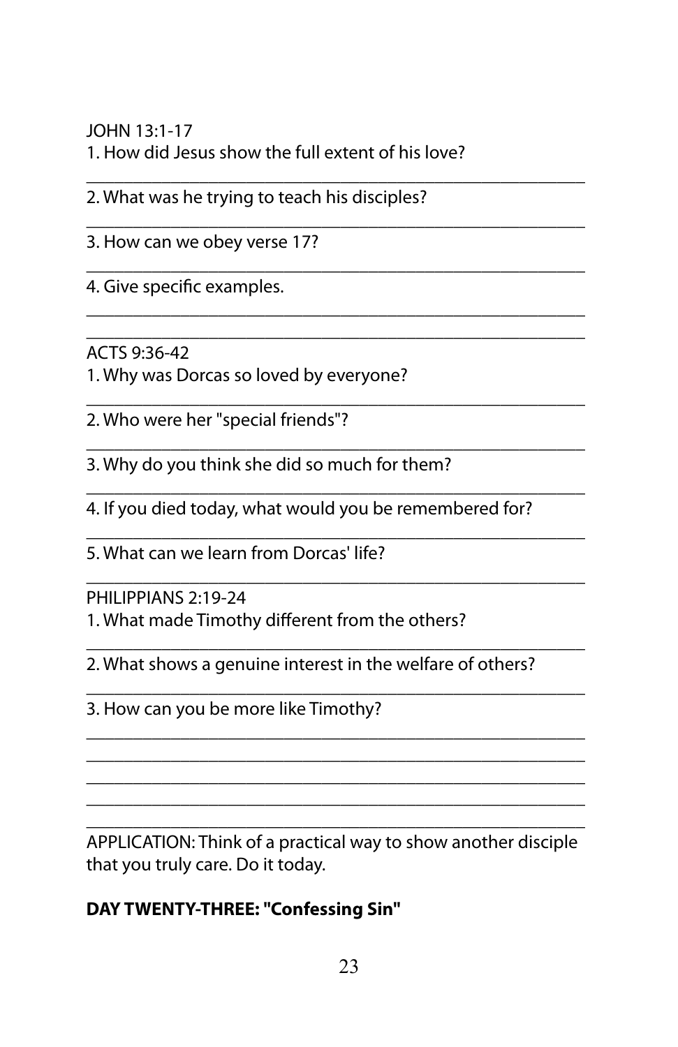JOHN 13:1-17

1. How did Jesus show the full extent of his love?

_______________________________________________

2. What was he trying to teach his disciples?

_______________________________________________

3. How can we obey verse 17?

_______________________________________________

4. Give specific examples.

_______________________________________________

_______________________________________________

ACTS 9:36-42

1. Why was Dorcas so loved by everyone?

_______________________________________________

2. Who were her "special friends"?

_______________________________________________

3. Why do you think she did so much for them?

_______________________________________________

4. If you died today, what would you be remembered for?

_______________________________________________

5. What can we learn from Dorcas' life?

_______________________________________________

PHILIPPIANS 2:19-24

1. What made Timothy different from the others?

_______________________________________________

2. What shows a genuine interest in the welfare of others?

_______________________________________________

3. How can you be more like Timothy?

_______________________________________________

_______________________________________________

_______________________________________________

_______________________________________________

_______________________________________________

APPLICATION: Think of a practical way to show another disciple that you truly care. Do it today.

**DAY TWENTY-THREE: "Confessing Sin"**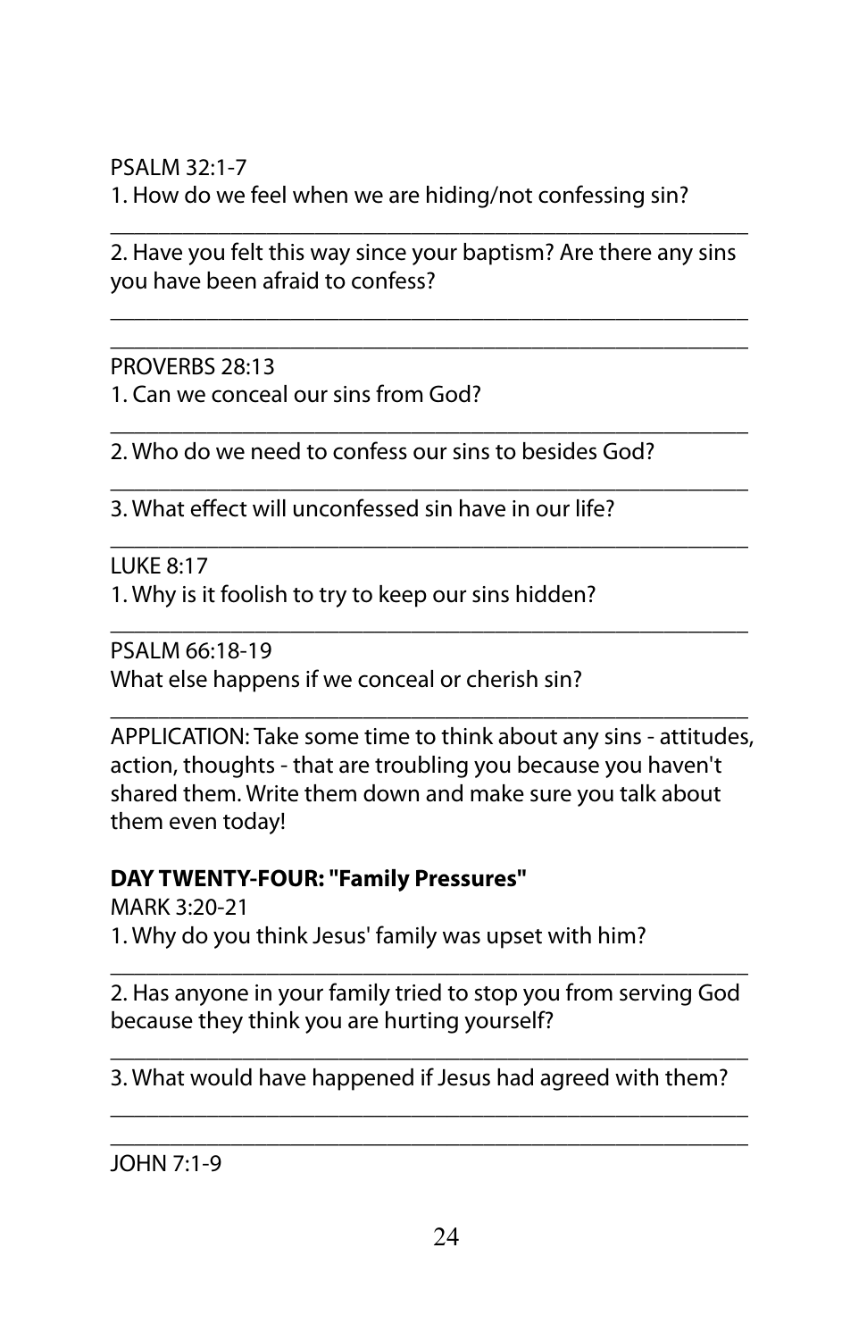PSALM 32:1-7

1. How do we feel when we are hiding/not confessing sin?

_______________________________________________

2. Have you felt this way since your baptism? Are there any sins you have been afraid to confess?

_______________________________________________

_______________________________________________

PROVERBS 28:13

1. Can we conceal our sins from God?

_______________________________________________

2. Who do we need to confess our sins to besides God?

_______________________________________________

3. What effect will unconfessed sin have in our life?

_______________________________________________

LUKE 8:17

1. Why is it foolish to try to keep our sins hidden?

_______________________________________________

PSALM 66:18-19

What else happens if we conceal or cherish sin?

_______________________________________________

APPLICATION: Take some time to think about any sins - attitudes, action, thoughts - that are troubling you because you haven't shared them. Write them down and make sure you talk about them even today!

**DAY TWENTY-FOUR: "Family Pressures"**

MARK 3:20-21

1. Why do you think Jesus' family was upset with him?

_______________________________________________

2. Has anyone in your family tried to stop you from serving God because they think you are hurting yourself?

_______________________________________________

3. What would have happened if Jesus had agreed with them?

_______________________________________________

_______________________________________________

JOHN 7:1-9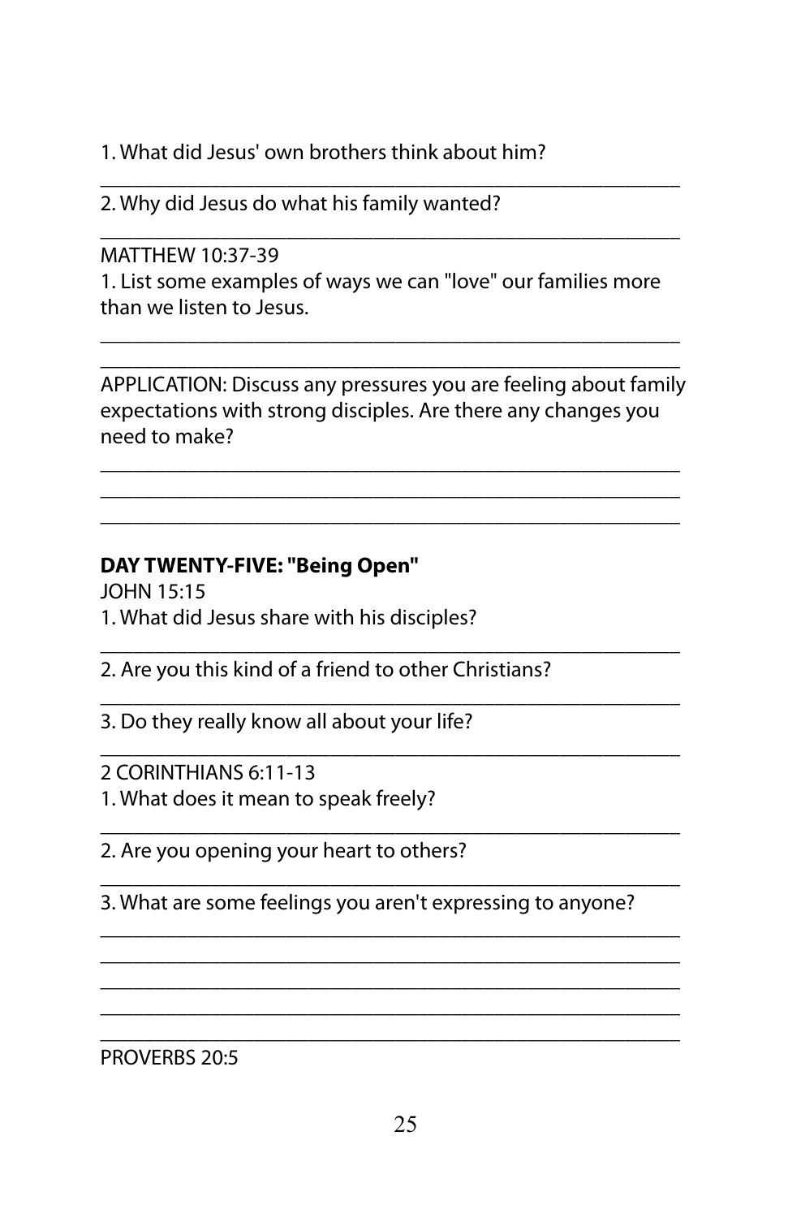1. What did Jesus' own brothers think about him?

___________________________________________________

2. Why did Jesus do what his family wanted?

___________________________________________________

MATTHEW 10:37-39

1. List some examples of ways we can "love" our families more than we listen to Jesus.

___________________________________________________

___________________________________________________

APPLICATION: Discuss any pressures you are feeling about family expectations with strong disciples. Are there any changes you need to make?

___________________________________________________

___________________________________________________

___________________________________________________

**DAY TWENTY-FIVE: "Being Open"**

JOHN 15:15

1. What did Jesus share with his disciples?

___________________________________________________

2. Are you this kind of a friend to other Christians?

___________________________________________________

3. Do they really know all about your life?

___________________________________________________

2 CORINTHIANS 6:11-13

1. What does it mean to speak freely?

___________________________________________________

2. Are you opening your heart to others?

___________________________________________________

3. What are some feelings you aren't expressing to anyone?

___________________________________________________

___________________________________________________

___________________________________________________

___________________________________________________

___________________________________________________

PROVERBS 20:5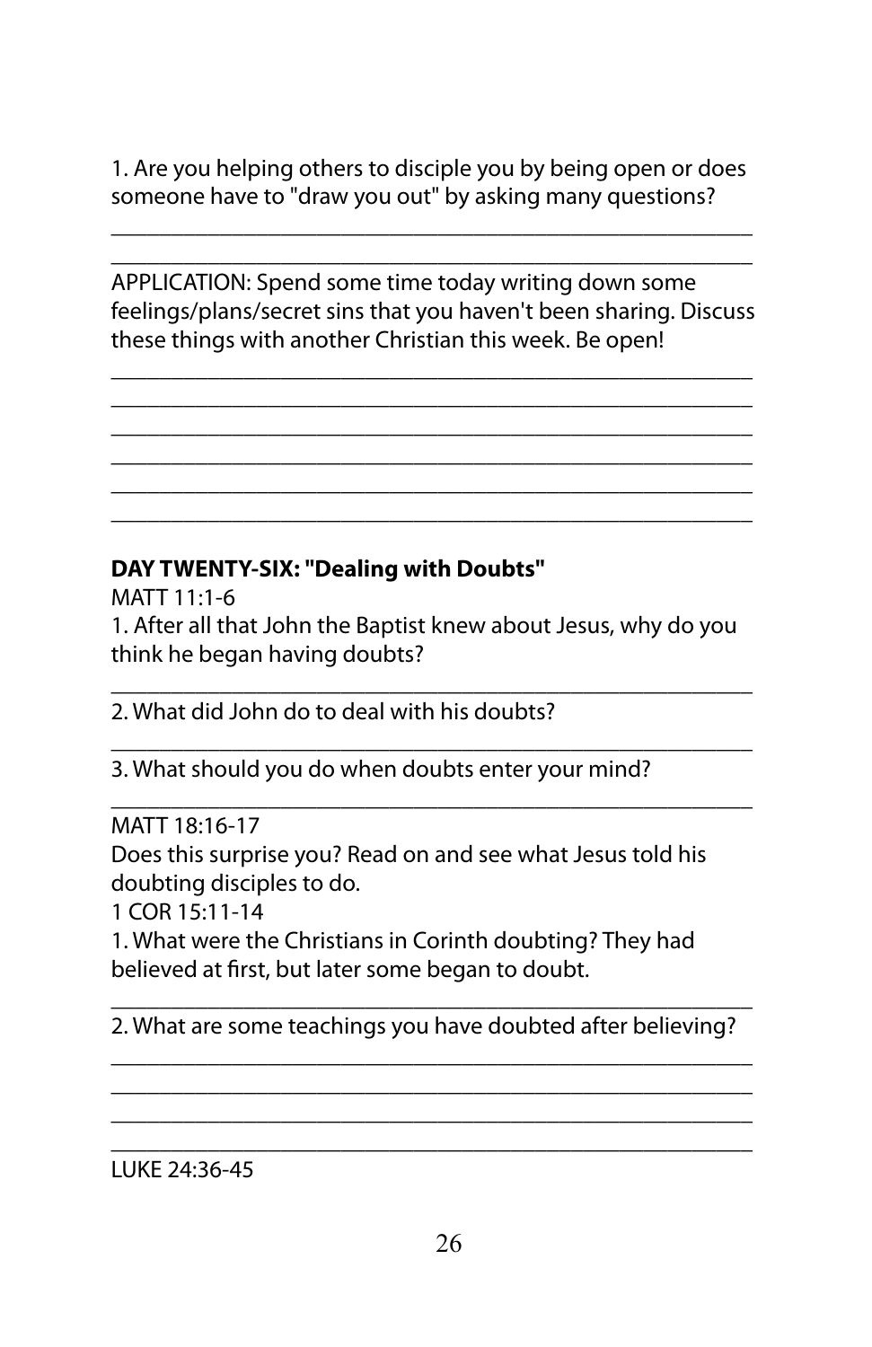1. Are you helping others to disciple you by being open or does someone have to "draw you out" by asking many questions?

_______________________________________________

_______________________________________________

APPLICATION: Spend some time today writing down some feelings/plans/secret sins that you haven't been sharing. Discuss these things with another Christian this week. Be open!

_______________________________________________

_______________________________________________

_______________________________________________

_______________________________________________

_______________________________________________

_______________________________________________

**DAY TWENTY-SIX: "Dealing with Doubts"**

MATT 11:1-6

1. After all that John the Baptist knew about Jesus, why do you think he began having doubts?

_______________________________________________

2. What did John do to deal with his doubts?

_______________________________________________

3. What should you do when doubts enter your mind?

_______________________________________________

MATT 18:16-17

Does this surprise you? Read on and see what Jesus told his doubting disciples to do.

1 COR 15:11-14

1. What were the Christians in Corinth doubting? They had believed at first, but later some began to doubt.

_______________________________________________

2. What are some teachings you have doubted after believing?

_______________________________________________

_______________________________________________

_______________________________________________

_______________________________________________

LUKE 24:36-45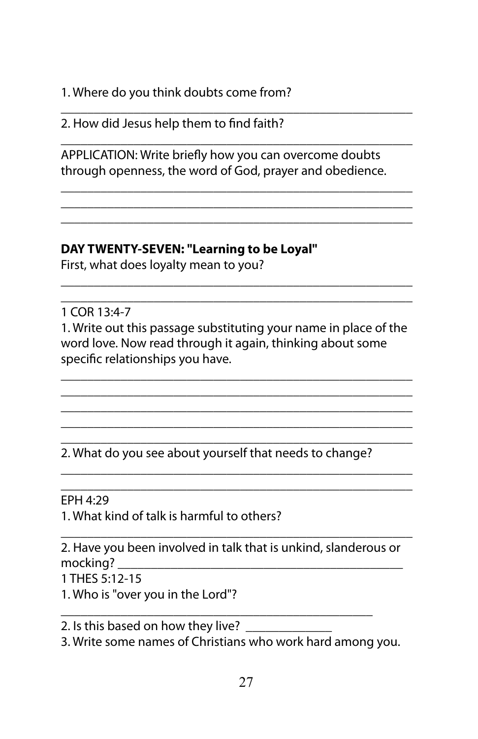1. Where do you think doubts come from?

_______________________________________________________

2. How did Jesus help them to find faith?

_______________________________________________________

APPLICATION: Write briefly how you can overcome doubts through openness, the word of God, prayer and obedience.

_______________________________________________________
_______________________________________________________
_______________________________________________________

**DAY TWENTY-SEVEN: "Learning to be Loyal"**

First, what does loyalty mean to you?

_______________________________________________________
_______________________________________________________

1 COR 13:4-7

1. Write out this passage substituting your name in place of the word love. Now read through it again, thinking about some specific relationships you have.

_______________________________________________________
_______________________________________________________
_______________________________________________________
_______________________________________________________
_______________________________________________________

2. What do you see about yourself that needs to change?

_______________________________________________________
_______________________________________________________

EPH 4:29

1. What kind of talk is harmful to others?

_______________________________________________________

2. Have you been involved in talk that is unkind, slanderous or mocking? _____________________________________________

1 THES 5:12-15

1. Who is "over you in the Lord"?

__________________________________________________

2. Is this based on how they live? ______________

3. Write some names of Christians who work hard among you.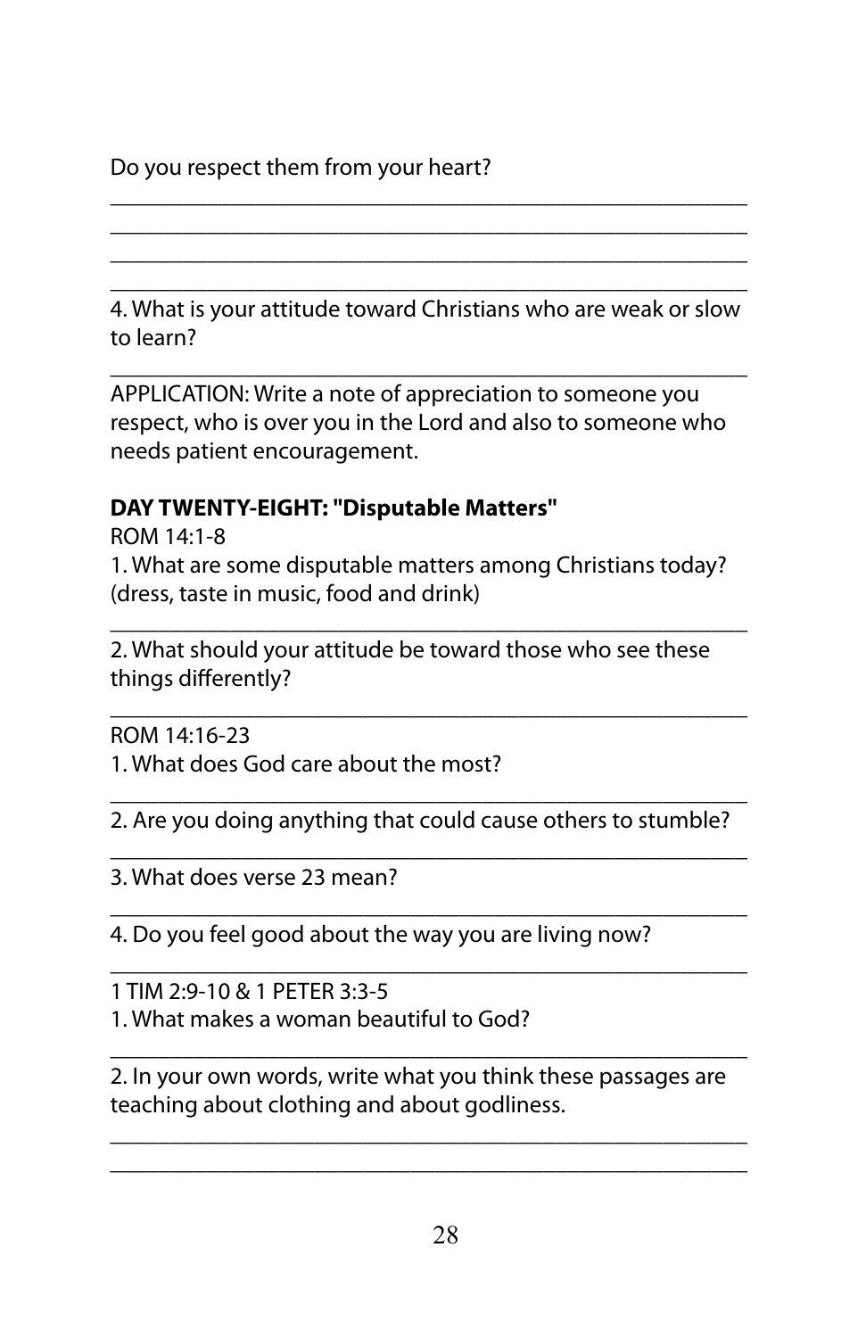Do you respect them from your heart?

\_\_\_\_\_\_\_\_\_\_\_\_\_\_\_\_\_\_\_\_\_\_\_\_\_\_\_\_\_\_\_\_\_\_\_\_\_\_\_\_\_\_\_\_\_\_\_\_
\_\_\_\_\_\_\_\_\_\_\_\_\_\_\_\_\_\_\_\_\_\_\_\_\_\_\_\_\_\_\_\_\_\_\_\_\_\_\_\_\_\_\_\_\_\_\_\_
\_\_\_\_\_\_\_\_\_\_\_\_\_\_\_\_\_\_\_\_\_\_\_\_\_\_\_\_\_\_\_\_\_\_\_\_\_\_\_\_\_\_\_\_\_\_\_\_
\_\_\_\_\_\_\_\_\_\_\_\_\_\_\_\_\_\_\_\_\_\_\_\_\_\_\_\_\_\_\_\_\_\_\_\_\_\_\_\_\_\_\_\_\_\_\_\_

4. What is your attitude toward Christians who are weak or slow to learn?

\_\_\_\_\_\_\_\_\_\_\_\_\_\_\_\_\_\_\_\_\_\_\_\_\_\_\_\_\_\_\_\_\_\_\_\_\_\_\_\_\_\_\_\_\_\_\_\_

APPLICATION: Write a note of appreciation to someone you respect, who is over you in the Lord and also to someone who needs patient encouragement.

**DAY TWENTY-EIGHT: "Disputable Matters"**

ROM 14:1-8

1. What are some disputable matters among Christians today? (dress, taste in music, food and drink)

\_\_\_\_\_\_\_\_\_\_\_\_\_\_\_\_\_\_\_\_\_\_\_\_\_\_\_\_\_\_\_\_\_\_\_\_\_\_\_\_\_\_\_\_\_\_\_\_

2. What should your attitude be toward those who see these things differently?

\_\_\_\_\_\_\_\_\_\_\_\_\_\_\_\_\_\_\_\_\_\_\_\_\_\_\_\_\_\_\_\_\_\_\_\_\_\_\_\_\_\_\_\_\_\_\_\_

ROM 14:16-23

1. What does God care about the most?

\_\_\_\_\_\_\_\_\_\_\_\_\_\_\_\_\_\_\_\_\_\_\_\_\_\_\_\_\_\_\_\_\_\_\_\_\_\_\_\_\_\_\_\_\_\_\_\_

2. Are you doing anything that could cause others to stumble?

\_\_\_\_\_\_\_\_\_\_\_\_\_\_\_\_\_\_\_\_\_\_\_\_\_\_\_\_\_\_\_\_\_\_\_\_\_\_\_\_\_\_\_\_\_\_\_\_

3. What does verse 23 mean?

\_\_\_\_\_\_\_\_\_\_\_\_\_\_\_\_\_\_\_\_\_\_\_\_\_\_\_\_\_\_\_\_\_\_\_\_\_\_\_\_\_\_\_\_\_\_\_\_

4. Do you feel good about the way you are living now?

\_\_\_\_\_\_\_\_\_\_\_\_\_\_\_\_\_\_\_\_\_\_\_\_\_\_\_\_\_\_\_\_\_\_\_\_\_\_\_\_\_\_\_\_\_\_\_\_

1 TIM 2:9-10 & 1 PETER 3:3-5

1. What makes a woman beautiful to God?

\_\_\_\_\_\_\_\_\_\_\_\_\_\_\_\_\_\_\_\_\_\_\_\_\_\_\_\_\_\_\_\_\_\_\_\_\_\_\_\_\_\_\_\_\_\_\_\_

2. In your own words, write what you think these passages are teaching about clothing and about godliness.

\_\_\_\_\_\_\_\_\_\_\_\_\_\_\_\_\_\_\_\_\_\_\_\_\_\_\_\_\_\_\_\_\_\_\_\_\_\_\_\_\_\_\_\_\_\_\_\_
\_\_\_\_\_\_\_\_\_\_\_\_\_\_\_\_\_\_\_\_\_\_\_\_\_\_\_\_\_\_\_\_\_\_\_\_\_\_\_\_\_\_\_\_\_\_\_\_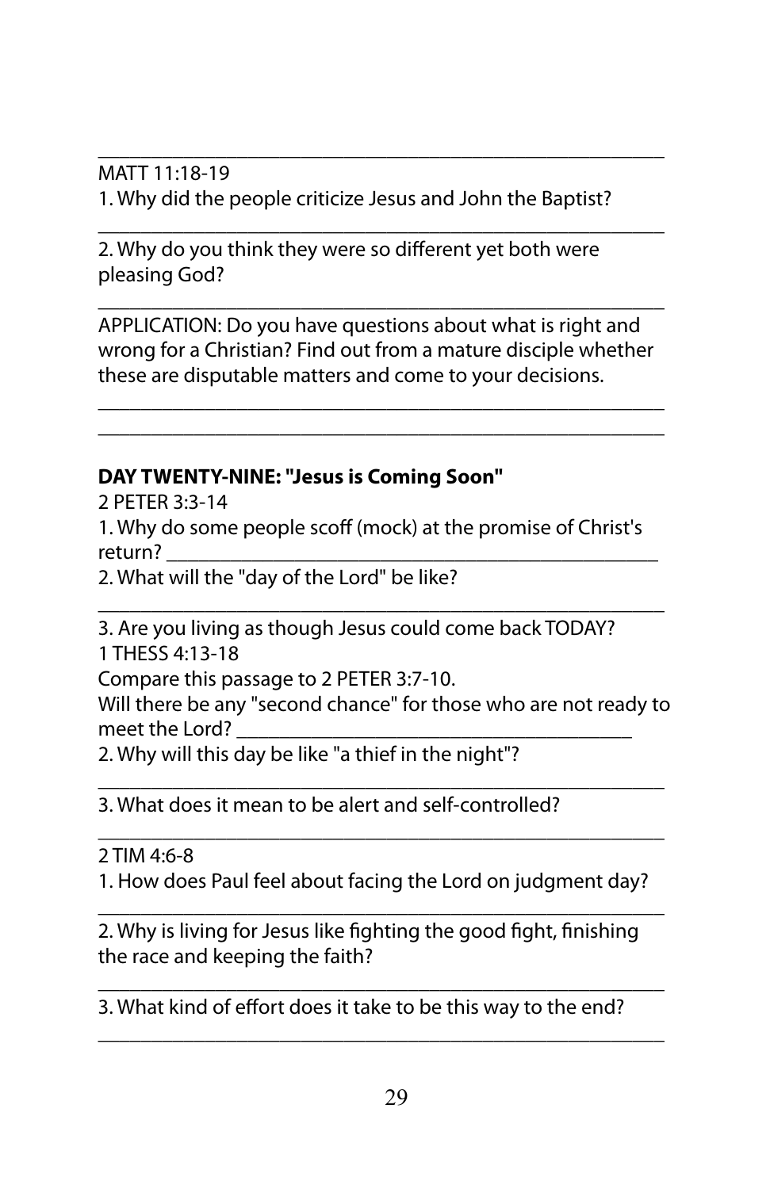______________________________________________________

MATT 11:18-19

1. Why did the people criticize Jesus and John the Baptist?

______________________________________________________

2. Why do you think they were so different yet both were pleasing God?

______________________________________________________

APPLICATION: Do you have questions about what is right and wrong for a Christian? Find out from a mature disciple whether these are disputable matters and come to your decisions.

______________________________________________________

______________________________________________________

**DAY TWENTY-NINE: "Jesus is Coming Soon"**

2 PETER 3:3-14

1. Why do some people scoff (mock) at the promise of Christ's return? ______________________________________________

2. What will the "day of the Lord" be like?

______________________________________________________

3. Are you living as though Jesus could come back TODAY?

1 THESS 4:13-18

Compare this passage to 2 PETER 3:7-10.

Will there be any "second chance" for those who are not ready to meet the Lord? ____________________________________

2. Why will this day be like "a thief in the night"?

______________________________________________________

3. What does it mean to be alert and self-controlled?

______________________________________________________

2 TIM 4:6-8

1. How does Paul feel about facing the Lord on judgment day?

______________________________________________________

2. Why is living for Jesus like fighting the good fight, finishing the race and keeping the faith?

______________________________________________________

3. What kind of effort does it take to be this way to the end?

______________________________________________________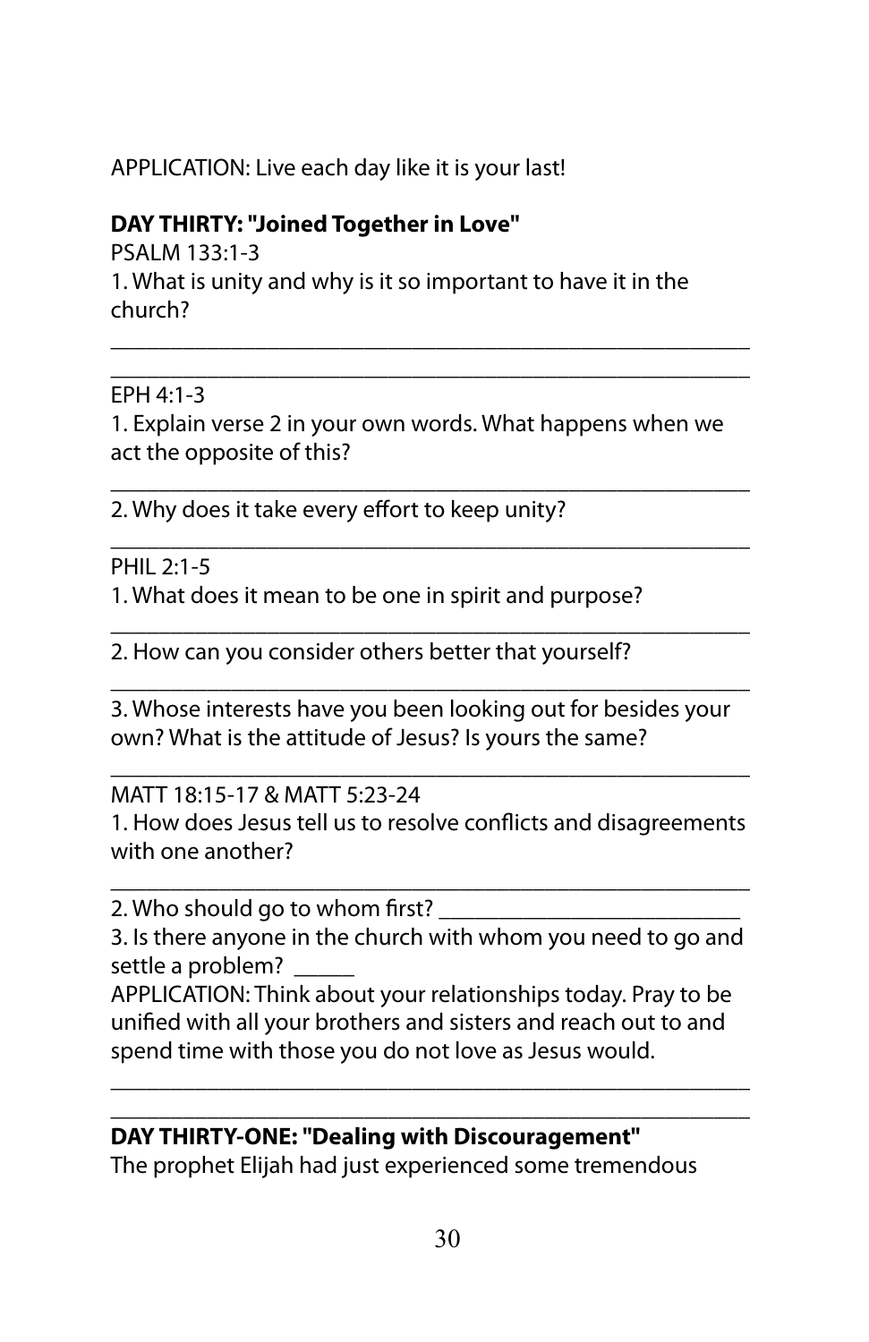APPLICATION: Live each day like it is your last!

**DAY THIRTY: "Joined Together in Love"**

PSALM 133:1-3

1. What is unity and why is it so important to have it in the church?

_____________________________________________

_____________________________________________

EPH 4:1-3

1. Explain verse 2 in your own words. What happens when we act the opposite of this?

_____________________________________________

2. Why does it take every effort to keep unity?

_____________________________________________

PHIL 2:1-5

1. What does it mean to be one in spirit and purpose?

_____________________________________________

2. How can you consider others better that yourself?

_____________________________________________

3. Whose interests have you been looking out for besides your own? What is the attitude of Jesus? Is yours the same?

_____________________________________________

MATT 18:15-17 & MATT 5:23-24

1. How does Jesus tell us to resolve conflicts and disagreements with one another?

_____________________________________________

2. Who should go to whom first? _________________________

3. Is there anyone in the church with whom you need to go and settle a problem? _____

APPLICATION: Think about your relationships today. Pray to be unified with all your brothers and sisters and reach out to and spend time with those you do not love as Jesus would.

_____________________________________________

_____________________________________________

**DAY THIRTY-ONE: "Dealing with Discouragement"**

The prophet Elijah had just experienced some tremendous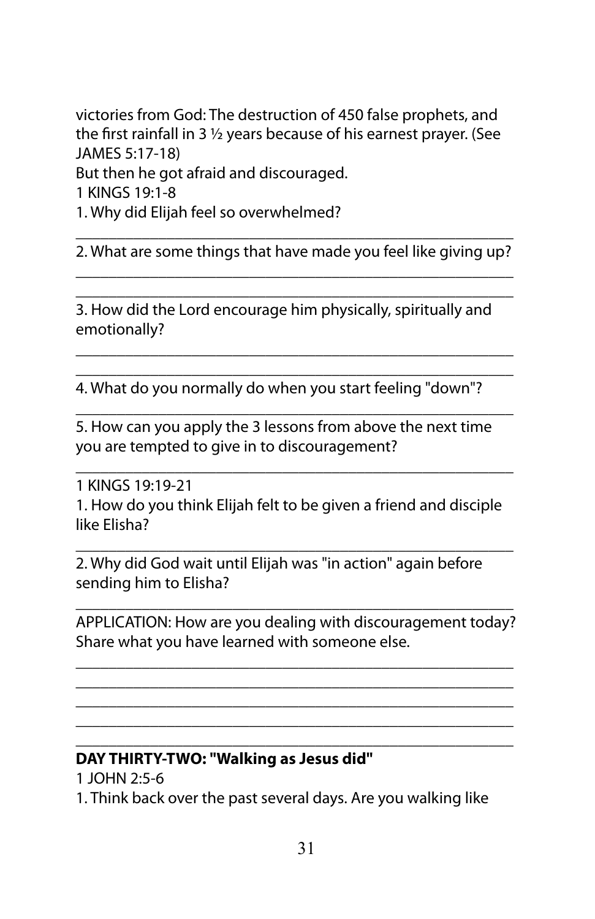victories from God: The destruction of 450 false prophets, and the first rainfall in 3 ½ years because of his earnest prayer. (See JAMES 5:17-18)

But then he got afraid and discouraged.

1 KINGS 19:1-8

1. Why did Elijah feel so overwhelmed?

_______________________________________________

2. What are some things that have made you feel like giving up?

_______________________________________________

_______________________________________________

3. How did the Lord encourage him physically, spiritually and emotionally?

_______________________________________________

_______________________________________________

4. What do you normally do when you start feeling "down"?

_______________________________________________

5. How can you apply the 3 lessons from above the next time you are tempted to give in to discouragement?

_______________________________________________

1 KINGS 19:19-21

1. How do you think Elijah felt to be given a friend and disciple like Elisha?

_______________________________________________

2. Why did God wait until Elijah was "in action" again before sending him to Elisha?

_______________________________________________

APPLICATION: How are you dealing with discouragement today? Share what you have learned with someone else.

_______________________________________________

_______________________________________________

_______________________________________________

_______________________________________________

_______________________________________________

**DAY THIRTY-TWO: "Walking as Jesus did"**

1 JOHN 2:5-6

1. Think back over the past several days. Are you walking like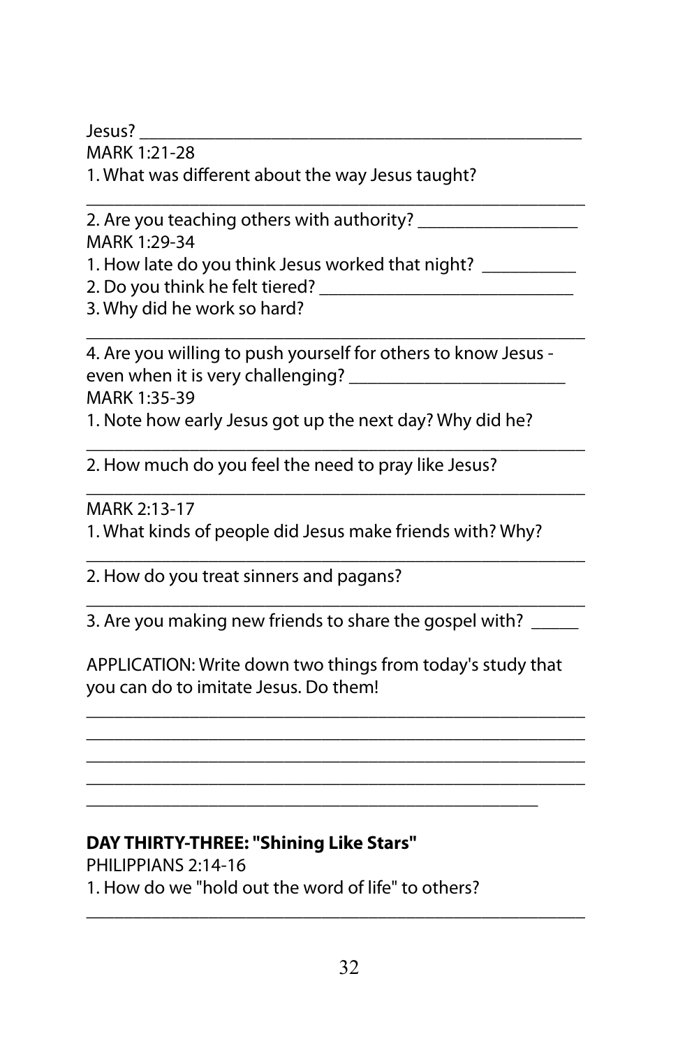Jesus? _______________________________________________

MARK 1:21-28

1. What was different about the way Jesus taught?

_____________________________________________________

2. Are you teaching others with authority? _________________

MARK 1:29-34

1. How late do you think Jesus worked that night? __________

2. Do you think he felt tiered? ___________________________

3. Why did he work so hard?

_____________________________________________________

4. Are you willing to push yourself for others to know Jesus - even when it is very challenging? _______________________

MARK 1:35-39

1. Note how early Jesus got up the next day? Why did he?

_____________________________________________________

2. How much do you feel the need to pray like Jesus?

_____________________________________________________

MARK 2:13-17

1. What kinds of people did Jesus make friends with? Why?

_____________________________________________________

2. How do you treat sinners and pagans?

_____________________________________________________

3. Are you making new friends to share the gospel with? _____

APPLICATION: Write down two things from today's study that you can do to imitate Jesus. Do them!

_____________________________________________________
_____________________________________________________
_____________________________________________________
_____________________________________________________
________________________________________________

**DAY THIRTY-THREE: "Shining Like Stars"**

PHILIPPIANS 2:14-16

1. How do we "hold out the word of life" to others?

_____________________________________________________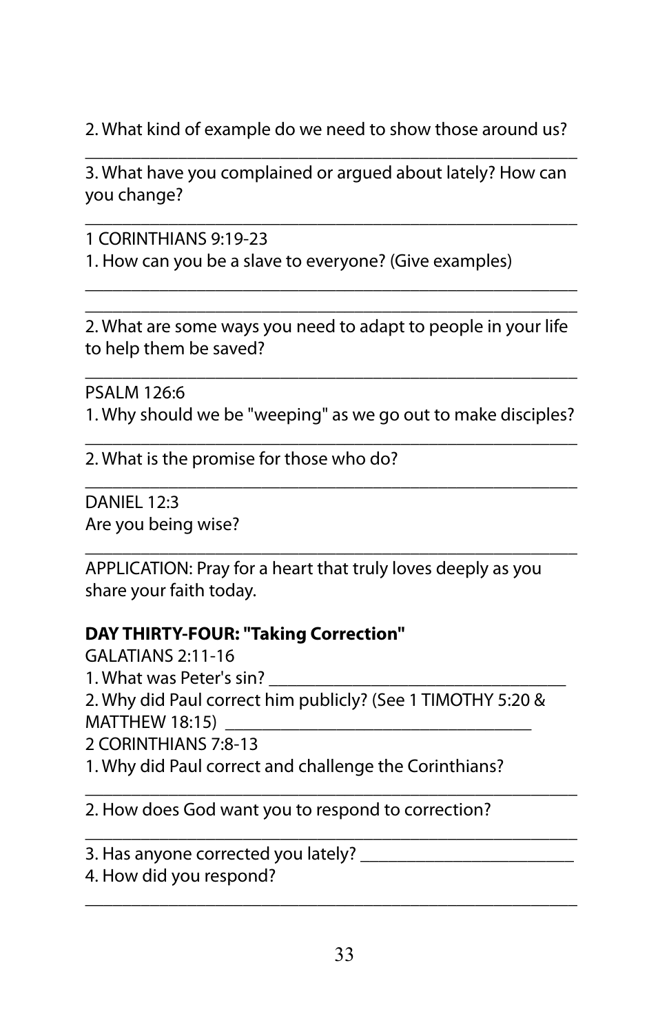2. What kind of example do we need to show those around us?

\_\_\_\_\_\_\_\_\_\_\_\_\_\_\_\_\_\_\_\_\_\_\_\_\_\_\_\_\_\_\_\_\_\_\_\_\_\_\_\_\_\_\_\_\_\_\_\_

3. What have you complained or argued about lately? How can you change?

\_\_\_\_\_\_\_\_\_\_\_\_\_\_\_\_\_\_\_\_\_\_\_\_\_\_\_\_\_\_\_\_\_\_\_\_\_\_\_\_\_\_\_\_\_\_\_\_

1 CORINTHIANS 9:19-23

1. How can you be a slave to everyone? (Give examples)

\_\_\_\_\_\_\_\_\_\_\_\_\_\_\_\_\_\_\_\_\_\_\_\_\_\_\_\_\_\_\_\_\_\_\_\_\_\_\_\_\_\_\_\_\_\_\_\_

\_\_\_\_\_\_\_\_\_\_\_\_\_\_\_\_\_\_\_\_\_\_\_\_\_\_\_\_\_\_\_\_\_\_\_\_\_\_\_\_\_\_\_\_\_\_\_\_

2. What are some ways you need to adapt to people in your life to help them be saved?

\_\_\_\_\_\_\_\_\_\_\_\_\_\_\_\_\_\_\_\_\_\_\_\_\_\_\_\_\_\_\_\_\_\_\_\_\_\_\_\_\_\_\_\_\_\_\_\_

PSALM 126:6

1. Why should we be "weeping" as we go out to make disciples?

\_\_\_\_\_\_\_\_\_\_\_\_\_\_\_\_\_\_\_\_\_\_\_\_\_\_\_\_\_\_\_\_\_\_\_\_\_\_\_\_\_\_\_\_\_\_\_\_

2. What is the promise for those who do?

\_\_\_\_\_\_\_\_\_\_\_\_\_\_\_\_\_\_\_\_\_\_\_\_\_\_\_\_\_\_\_\_\_\_\_\_\_\_\_\_\_\_\_\_\_\_\_\_

DANIEL 12:3

Are you being wise?

\_\_\_\_\_\_\_\_\_\_\_\_\_\_\_\_\_\_\_\_\_\_\_\_\_\_\_\_\_\_\_\_\_\_\_\_\_\_\_\_\_\_\_\_\_\_\_\_

APPLICATION: Pray for a heart that truly loves deeply as you share your faith today.

**DAY THIRTY-FOUR: "Taking Correction"**

GALATIANS 2:11-16

1. What was Peter's sin? \_\_\_\_\_\_\_\_\_\_\_\_\_\_\_\_\_\_\_\_\_\_\_\_\_\_\_\_\_\_

2. Why did Paul correct him publicly? (See 1 TIMOTHY 5:20 & MATTHEW 18:15) \_\_\_\_\_\_\_\_\_\_\_\_\_\_\_\_\_\_\_\_\_\_\_\_\_\_\_\_\_\_

2 CORINTHIANS 7:8-13

1. Why did Paul correct and challenge the Corinthians?

\_\_\_\_\_\_\_\_\_\_\_\_\_\_\_\_\_\_\_\_\_\_\_\_\_\_\_\_\_\_\_\_\_\_\_\_\_\_\_\_\_\_\_\_\_\_\_\_

2. How does God want you to respond to correction?

\_\_\_\_\_\_\_\_\_\_\_\_\_\_\_\_\_\_\_\_\_\_\_\_\_\_\_\_\_\_\_\_\_\_\_\_\_\_\_\_\_\_\_\_\_\_\_\_

3. Has anyone corrected you lately? \_\_\_\_\_\_\_\_\_\_\_\_\_\_\_\_\_\_\_\_\_\_\_\_

4. How did you respond?

\_\_\_\_\_\_\_\_\_\_\_\_\_\_\_\_\_\_\_\_\_\_\_\_\_\_\_\_\_\_\_\_\_\_\_\_\_\_\_\_\_\_\_\_\_\_\_\_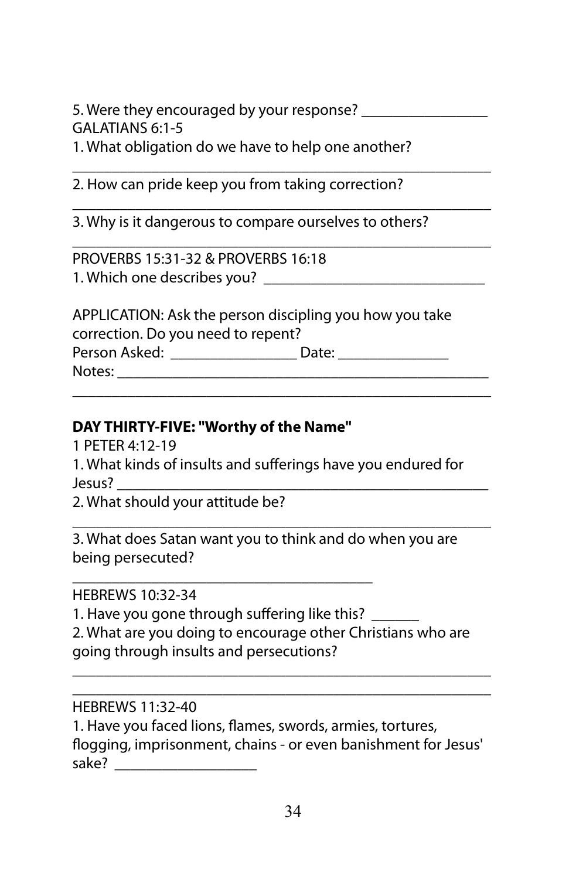5. Were they encouraged by your response? ________________

GALATIANS 6:1-5

1. What obligation do we have to help one another?

______________________________________________________

2. How can pride keep you from taking correction?

______________________________________________________

3. Why is it dangerous to compare ourselves to others?

______________________________________________________

PROVERBS 15:31-32 & PROVERBS 16:18

1. Which one describes you? ______________________________

APPLICATION: Ask the person discipling you how you take correction. Do you need to repent?

Person Asked: ________________ Date: ______________

Notes: ________________________________________________

______________________________________________________

**DAY THIRTY-FIVE: "Worthy of the Name"**

1 PETER 4:12-19

1. What kinds of insults and sufferings have you endured for Jesus? ______________________________________________

2. What should your attitude be?

______________________________________________________

3. What does Satan want you to think and do when you are being persecuted?

_______________________________________

HEBREWS 10:32-34

1. Have you gone through suffering like this? ______

2. What are you doing to encourage other Christians who are going through insults and persecutions?

______________________________________________________

______________________________________________________

HEBREWS 11:32-40

1. Have you faced lions, flames, swords, armies, tortures, flogging, imprisonment, chains - or even banishment for Jesus' sake? __________________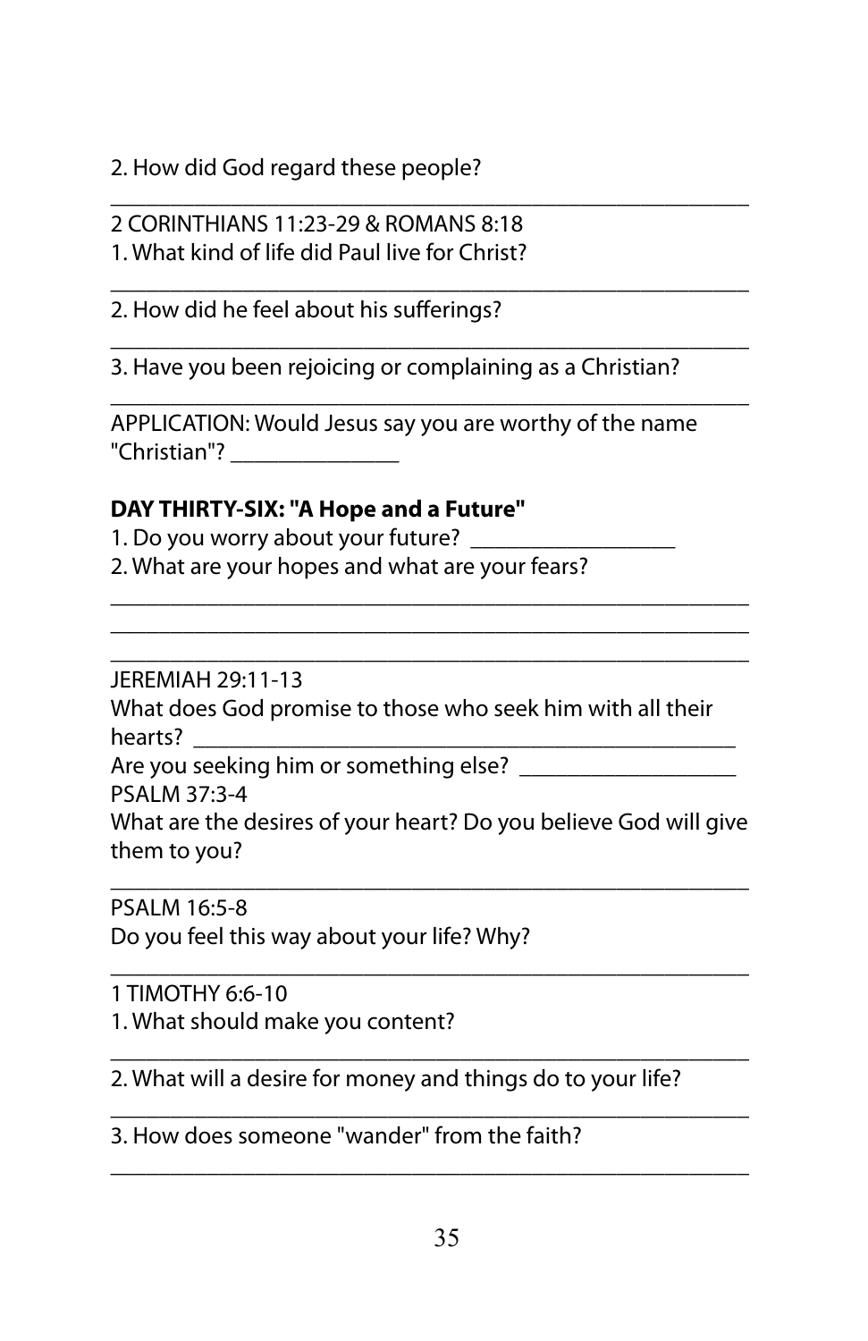2. How did God regard these people?

_______________________________________________________

2 CORINTHIANS 11:23-29 & ROMANS 8:18

1. What kind of life did Paul live for Christ?

_______________________________________________________

2. How did he feel about his sufferings?

_______________________________________________________

3. Have you been rejoicing or complaining as a Christian?

_______________________________________________________

APPLICATION: Would Jesus say you are worthy of the name "Christian"? ______________

**DAY THIRTY-SIX: "A Hope and a Future"**

1. Do you worry about your future? _________________

2. What are your hopes and what are your fears?

_______________________________________________________

_______________________________________________________

_______________________________________________________

JEREMIAH 29:11-13

What does God promise to those who seek him with all their hearts? _______________________________________________

Are you seeking him or something else? __________________

PSALM 37:3-4

What are the desires of your heart? Do you believe God will give them to you?

_______________________________________________________

PSALM 16:5-8

Do you feel this way about your life? Why?

_______________________________________________________

1 TIMOTHY 6:6-10

1. What should make you content?

_______________________________________________________

2. What will a desire for money and things do to your life?

_______________________________________________________

3. How does someone "wander" from the faith?

_______________________________________________________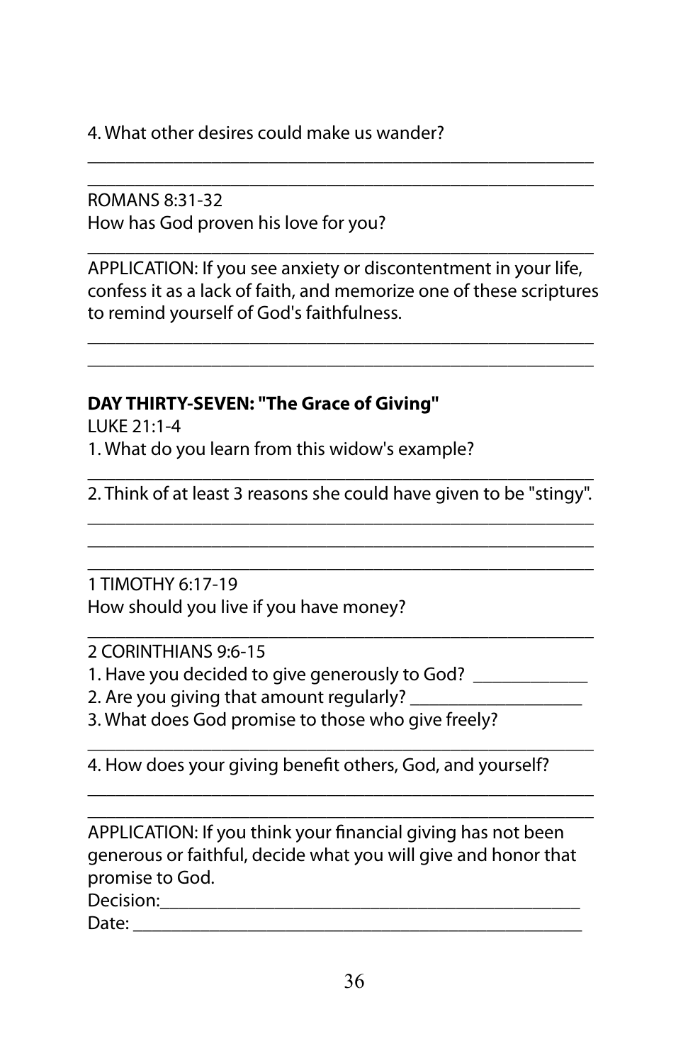4. What other desires could make us wander?

\_\_\_\_\_\_\_\_\_\_\_\_\_\_\_\_\_\_\_\_\_\_\_\_\_\_\_\_\_\_\_\_\_\_\_\_\_\_\_\_\_\_\_\_\_\_\_\_\_\_\_\_

\_\_\_\_\_\_\_\_\_\_\_\_\_\_\_\_\_\_\_\_\_\_\_\_\_\_\_\_\_\_\_\_\_\_\_\_\_\_\_\_\_\_\_\_\_\_\_\_\_\_\_\_

ROMANS 8:31-32
How has God proven his love for you?

\_\_\_\_\_\_\_\_\_\_\_\_\_\_\_\_\_\_\_\_\_\_\_\_\_\_\_\_\_\_\_\_\_\_\_\_\_\_\_\_\_\_\_\_\_\_\_\_\_\_\_\_

APPLICATION: If you see anxiety or discontentment in your life, confess it as a lack of faith, and memorize one of these scriptures to remind yourself of God's faithfulness.

\_\_\_\_\_\_\_\_\_\_\_\_\_\_\_\_\_\_\_\_\_\_\_\_\_\_\_\_\_\_\_\_\_\_\_\_\_\_\_\_\_\_\_\_\_\_\_\_\_\_\_\_

\_\_\_\_\_\_\_\_\_\_\_\_\_\_\_\_\_\_\_\_\_\_\_\_\_\_\_\_\_\_\_\_\_\_\_\_\_\_\_\_\_\_\_\_\_\_\_\_\_\_\_\_

**DAY THIRTY-SEVEN: "The Grace of Giving"**

LUKE 21:1-4
1. What do you learn from this widow's example?

\_\_\_\_\_\_\_\_\_\_\_\_\_\_\_\_\_\_\_\_\_\_\_\_\_\_\_\_\_\_\_\_\_\_\_\_\_\_\_\_\_\_\_\_\_\_\_\_\_\_\_\_

2. Think of at least 3 reasons she could have given to be "stingy".

\_\_\_\_\_\_\_\_\_\_\_\_\_\_\_\_\_\_\_\_\_\_\_\_\_\_\_\_\_\_\_\_\_\_\_\_\_\_\_\_\_\_\_\_\_\_\_\_\_\_\_\_

\_\_\_\_\_\_\_\_\_\_\_\_\_\_\_\_\_\_\_\_\_\_\_\_\_\_\_\_\_\_\_\_\_\_\_\_\_\_\_\_\_\_\_\_\_\_\_\_\_\_\_\_

\_\_\_\_\_\_\_\_\_\_\_\_\_\_\_\_\_\_\_\_\_\_\_\_\_\_\_\_\_\_\_\_\_\_\_\_\_\_\_\_\_\_\_\_\_\_\_\_\_\_\_\_

1 TIMOTHY 6:17-19
How should you live if you have money?

\_\_\_\_\_\_\_\_\_\_\_\_\_\_\_\_\_\_\_\_\_\_\_\_\_\_\_\_\_\_\_\_\_\_\_\_\_\_\_\_\_\_\_\_\_\_\_\_\_\_\_\_

2 CORINTHIANS 9:6-15
1. Have you decided to give generously to God? \_\_\_\_\_\_\_\_\_\_\_\_
2. Are you giving that amount regularly? \_\_\_\_\_\_\_\_\_\_\_\_\_\_\_\_\_\_\_
3. What does God promise to those who give freely?

\_\_\_\_\_\_\_\_\_\_\_\_\_\_\_\_\_\_\_\_\_\_\_\_\_\_\_\_\_\_\_\_\_\_\_\_\_\_\_\_\_\_\_\_\_\_\_\_\_\_\_\_

4. How does your giving benefit others, God, and yourself?

\_\_\_\_\_\_\_\_\_\_\_\_\_\_\_\_\_\_\_\_\_\_\_\_\_\_\_\_\_\_\_\_\_\_\_\_\_\_\_\_\_\_\_\_\_\_\_\_\_\_\_\_

\_\_\_\_\_\_\_\_\_\_\_\_\_\_\_\_\_\_\_\_\_\_\_\_\_\_\_\_\_\_\_\_\_\_\_\_\_\_\_\_\_\_\_\_\_\_\_\_\_\_\_\_

APPLICATION: If you think your financial giving has not been generous or faithful, decide what you will give and honor that promise to God.
Decision:\_\_\_\_\_\_\_\_\_\_\_\_\_\_\_\_\_\_\_\_\_\_\_\_\_\_\_\_\_\_\_\_\_\_\_\_\_\_\_\_\_\_\_
Date: \_\_\_\_\_\_\_\_\_\_\_\_\_\_\_\_\_\_\_\_\_\_\_\_\_\_\_\_\_\_\_\_\_\_\_\_\_\_\_\_\_\_\_\_\_\_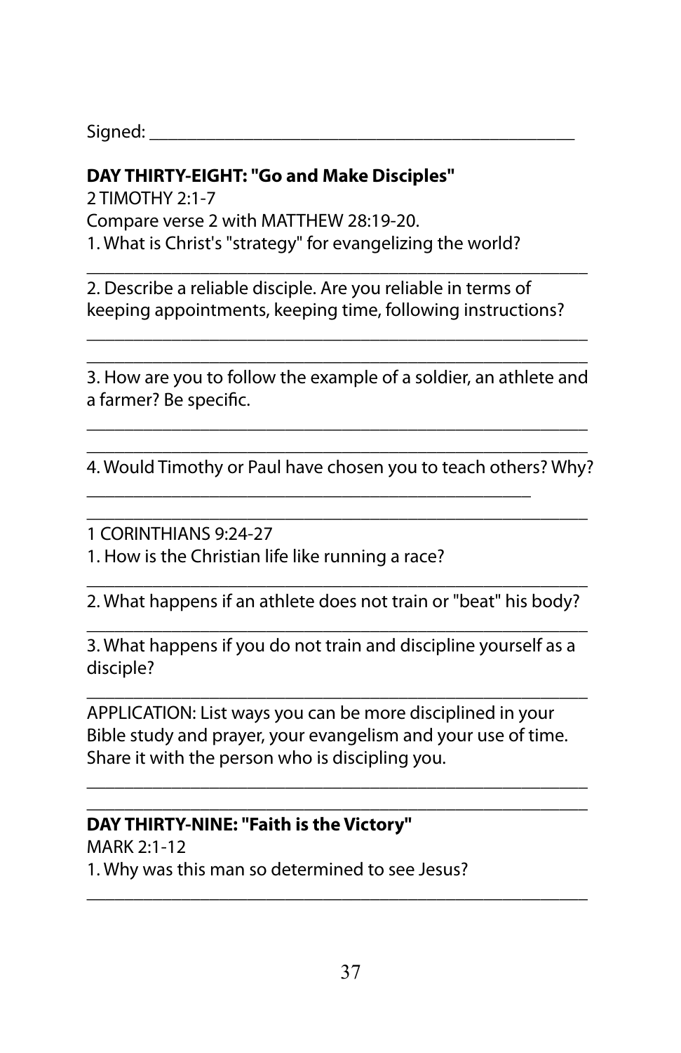Signed: ______________________________________________

**DAY THIRTY-EIGHT: "Go and Make Disciples"**

2 TIMOTHY 2:1-7

Compare verse 2 with MATTHEW 28:19-20.

1. What is Christ's "strategy" for evangelizing the world?

_______________________________________________________

2. Describe a reliable disciple. Are you reliable in terms of keeping appointments, keeping time, following instructions?

_______________________________________________________

_______________________________________________________

3. How are you to follow the example of a soldier, an athlete and a farmer? Be specific.

_______________________________________________________

_______________________________________________________

4. Would Timothy or Paul have chosen you to teach others? Why?

________________________________________________

_______________________________________________________

1 CORINTHIANS 9:24-27

1. How is the Christian life like running a race?

_______________________________________________________

2. What happens if an athlete does not train or "beat" his body?

_______________________________________________________

3. What happens if you do not train and discipline yourself as a disciple?

_______________________________________________________

APPLICATION: List ways you can be more disciplined in your Bible study and prayer, your evangelism and your use of time. Share it with the person who is discipling you.

_______________________________________________________

_______________________________________________________

**DAY THIRTY-NINE: "Faith is the Victory"**

MARK 2:1-12

1. Why was this man so determined to see Jesus?

_______________________________________________________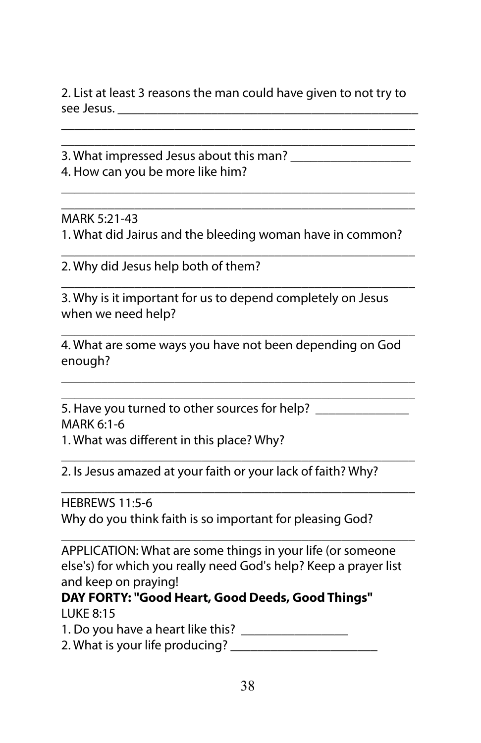2. List at least 3 reasons the man could have given to not try to see Jesus. ____________________________________________

______________________________________________________

______________________________________________________

3. What impressed Jesus about this man? __________________

4. How can you be more like him?

______________________________________________________

______________________________________________________

MARK 5:21-43

1. What did Jairus and the bleeding woman have in common?

______________________________________________________

2. Why did Jesus help both of them?

______________________________________________________

3. Why is it important for us to depend completely on Jesus when we need help?

______________________________________________________

4. What are some ways you have not been depending on God enough?

______________________________________________________

______________________________________________________

5. Have you turned to other sources for help? ______________

MARK 6:1-6

1. What was different in this place? Why?

______________________________________________________

2. Is Jesus amazed at your faith or your lack of faith? Why?

______________________________________________________

HEBREWS 11:5-6

Why do you think faith is so important for pleasing God?

______________________________________________________

APPLICATION: What are some things in your life (or someone else's) for which you really need God's help? Keep a prayer list and keep on praying!

**DAY FORTY: "Good Heart, Good Deeds, Good Things"**

LUKE 8:15

1. Do you have a heart like this? ________________

2. What is your life producing? ______________________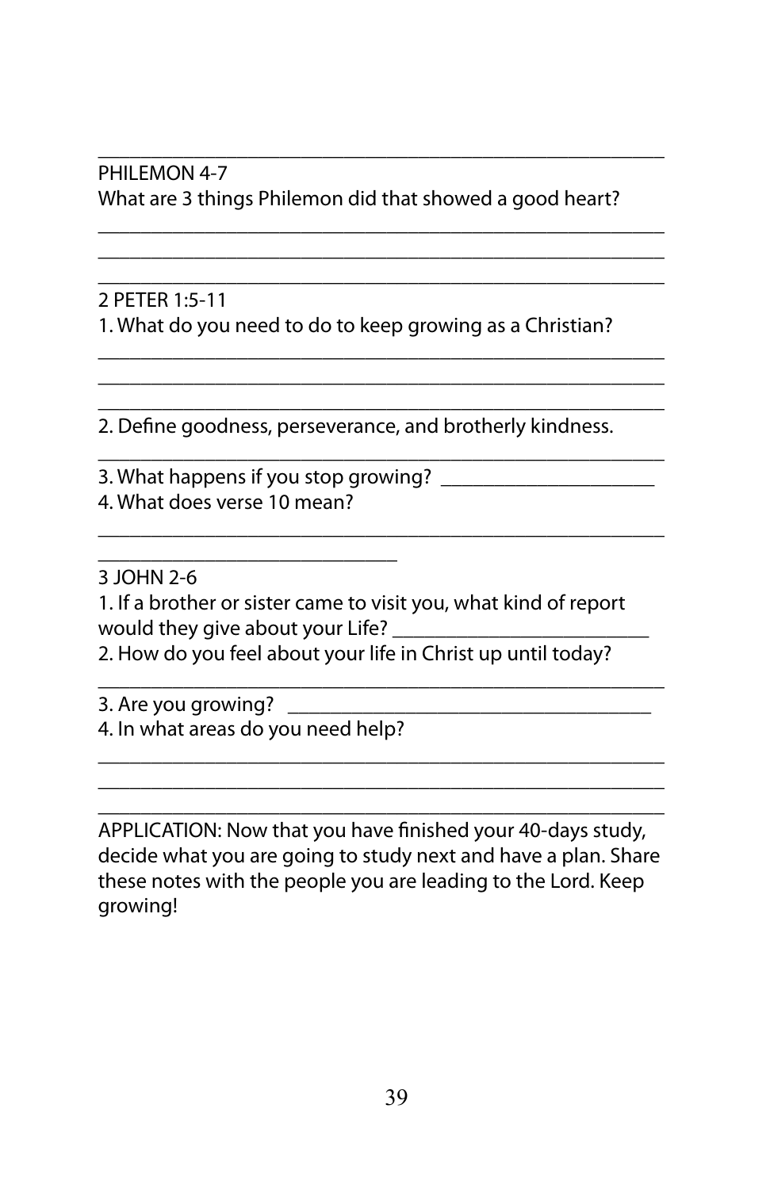PHILEMON 4-7

What are 3 things Philemon did that showed a good heart?

\_\_\_\_\_\_\_\_\_\_\_\_\_\_\_\_\_\_\_\_\_\_\_\_\_\_\_\_\_\_\_\_\_\_\_\_\_\_\_\_\_\_\_\_\_\_\_\_\_\_\_\_

\_\_\_\_\_\_\_\_\_\_\_\_\_\_\_\_\_\_\_\_\_\_\_\_\_\_\_\_\_\_\_\_\_\_\_\_\_\_\_\_\_\_\_\_\_\_\_\_\_\_\_\_

\_\_\_\_\_\_\_\_\_\_\_\_\_\_\_\_\_\_\_\_\_\_\_\_\_\_\_\_\_\_\_\_\_\_\_\_\_\_\_\_\_\_\_\_\_\_\_\_\_\_\_\_

2 PETER 1:5-11

1. What do you need to do to keep growing as a Christian?

\_\_\_\_\_\_\_\_\_\_\_\_\_\_\_\_\_\_\_\_\_\_\_\_\_\_\_\_\_\_\_\_\_\_\_\_\_\_\_\_\_\_\_\_\_\_\_\_\_\_\_\_

\_\_\_\_\_\_\_\_\_\_\_\_\_\_\_\_\_\_\_\_\_\_\_\_\_\_\_\_\_\_\_\_\_\_\_\_\_\_\_\_\_\_\_\_\_\_\_\_\_\_\_\_

\_\_\_\_\_\_\_\_\_\_\_\_\_\_\_\_\_\_\_\_\_\_\_\_\_\_\_\_\_\_\_\_\_\_\_\_\_\_\_\_\_\_\_\_\_\_\_\_\_\_\_\_

2. Define goodness, perseverance, and brotherly kindness.

\_\_\_\_\_\_\_\_\_\_\_\_\_\_\_\_\_\_\_\_\_\_\_\_\_\_\_\_\_\_\_\_\_\_\_\_\_\_\_\_\_\_\_\_\_\_\_\_\_\_\_\_

3. What happens if you stop growing? \_\_\_\_\_\_\_\_\_\_\_\_\_\_\_\_\_\_\_\_

4. What does verse 10 mean?

\_\_\_\_\_\_\_\_\_\_\_\_\_\_\_\_\_\_\_\_\_\_\_\_\_\_\_\_\_\_\_\_\_\_\_\_\_\_\_\_\_\_\_\_\_\_\_\_\_\_\_\_

\_\_\_\_\_\_\_\_\_\_\_\_\_\_\_\_\_\_\_\_\_\_\_\_\_\_\_\_\_\_

3 JOHN 2-6

1. If a brother or sister came to visit you, what kind of report would they give about your Life? \_\_\_\_\_\_\_\_\_\_\_\_\_\_\_\_\_\_\_\_\_\_\_\_

2. How do you feel about your life in Christ up until today?

\_\_\_\_\_\_\_\_\_\_\_\_\_\_\_\_\_\_\_\_\_\_\_\_\_\_\_\_\_\_\_\_\_\_\_\_\_\_\_\_\_\_\_\_\_\_\_\_\_\_\_\_

3. Are you growing? \_\_\_\_\_\_\_\_\_\_\_\_\_\_\_\_\_\_\_\_\_\_\_\_\_\_\_\_\_\_\_\_\_\_\_\_

4. In what areas do you need help?

\_\_\_\_\_\_\_\_\_\_\_\_\_\_\_\_\_\_\_\_\_\_\_\_\_\_\_\_\_\_\_\_\_\_\_\_\_\_\_\_\_\_\_\_\_\_\_\_\_\_\_\_

\_\_\_\_\_\_\_\_\_\_\_\_\_\_\_\_\_\_\_\_\_\_\_\_\_\_\_\_\_\_\_\_\_\_\_\_\_\_\_\_\_\_\_\_\_\_\_\_\_\_\_\_

\_\_\_\_\_\_\_\_\_\_\_\_\_\_\_\_\_\_\_\_\_\_\_\_\_\_\_\_\_\_\_\_\_\_\_\_\_\_\_\_\_\_\_\_\_\_\_\_\_\_\_\_

APPLICATION: Now that you have finished your 40-days study, decide what you are going to study next and have a plan. Share these notes with the people you are leading to the Lord. Keep growing!